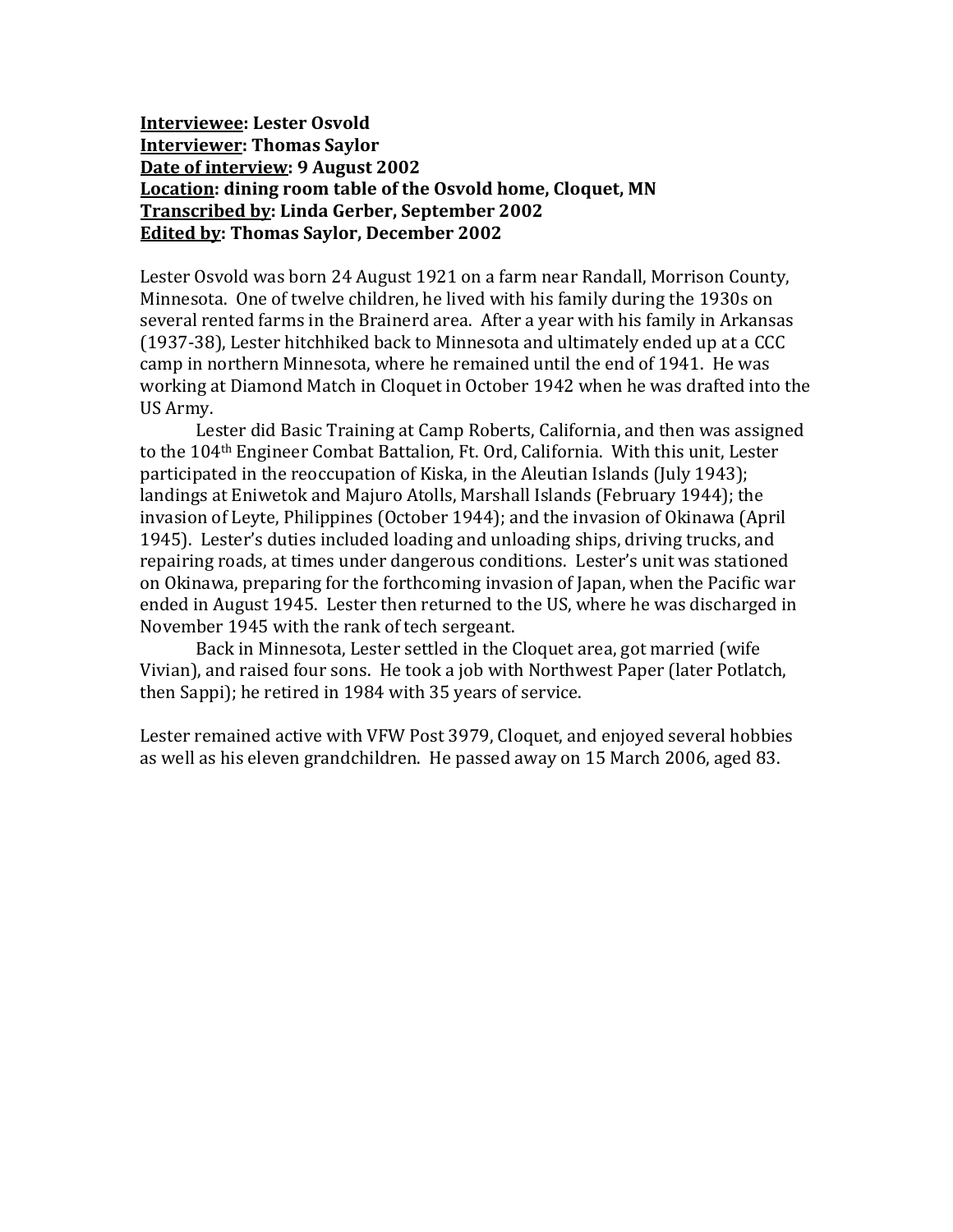**<u>Interviewee</u>: Lester Osvold**
**<u>Interviewer</u>: Thomas Saylor**
**<u>Date of interview</u>: 9 August 2002**
**<u>Location</u>: dining room table of the Osvold home, Cloquet, MN**
**<u>Transcribed by</u>: Linda Gerber, September 2002**
**<u>Edited by</u>: Thomas Saylor, December 2002**

Lester Osvold was born 24 August 1921 on a farm near Randall, Morrison County, Minnesota. One of twelve children, he lived with his family during the 1930s on several rented farms in the Brainerd area. After a year with his family in Arkansas (1937-38), Lester hitchhiked back to Minnesota and ultimately ended up at a CCC camp in northern Minnesota, where he remained until the end of 1941. He was working at Diamond Match in Cloquet in October 1942 when he was drafted into the US Army.

Lester did Basic Training at Camp Roberts, California, and then was assigned to the 104th Engineer Combat Battalion, Ft. Ord, California. With this unit, Lester participated in the reoccupation of Kiska, in the Aleutian Islands (July 1943); landings at Eniwetok and Majuro Atolls, Marshall Islands (February 1944); the invasion of Leyte, Philippines (October 1944); and the invasion of Okinawa (April 1945). Lester's duties included loading and unloading ships, driving trucks, and repairing roads, at times under dangerous conditions. Lester's unit was stationed on Okinawa, preparing for the forthcoming invasion of Japan, when the Pacific war ended in August 1945. Lester then returned to the US, where he was discharged in November 1945 with the rank of tech sergeant.

Back in Minnesota, Lester settled in the Cloquet area, got married (wife Vivian), and raised four sons. He took a job with Northwest Paper (later Potlatch, then Sappi); he retired in 1984 with 35 years of service.

Lester remained active with VFW Post 3979, Cloquet, and enjoyed several hobbies as well as his eleven grandchildren. He passed away on 15 March 2006, aged 83.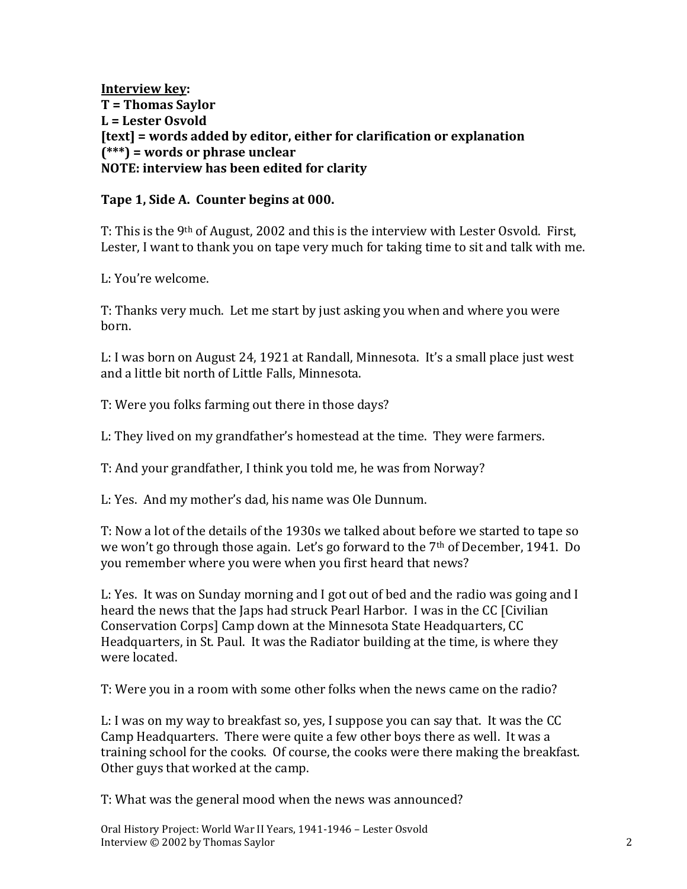**Interview key:**
**T = Thomas Saylor**
**L = Lester Osvold**
**[text] = words added by editor, either for clarification or explanation**
**(***) = words or phrase unclear**
**NOTE: interview has been edited for clarity**

**Tape 1, Side A. Counter begins at 000.**

T: This is the 9th of August, 2002 and this is the interview with Lester Osvold. First, Lester, I want to thank you on tape very much for taking time to sit and talk with me.

L: You're welcome.

T: Thanks very much. Let me start by just asking you when and where you were born.

L: I was born on August 24, 1921 at Randall, Minnesota. It's a small place just west and a little bit north of Little Falls, Minnesota.

T: Were you folks farming out there in those days?

L: They lived on my grandfather's homestead at the time. They were farmers.

T: And your grandfather, I think you told me, he was from Norway?

L: Yes. And my mother's dad, his name was Ole Dunnum.

T: Now a lot of the details of the 1930s we talked about before we started to tape so we won't go through those again. Let's go forward to the 7th of December, 1941. Do you remember where you were when you first heard that news?

L: Yes. It was on Sunday morning and I got out of bed and the radio was going and I heard the news that the Japs had struck Pearl Harbor. I was in the CC [Civilian Conservation Corps] Camp down at the Minnesota State Headquarters, CC Headquarters, in St. Paul. It was the Radiator building at the time, is where they were located.

T: Were you in a room with some other folks when the news came on the radio?

L: I was on my way to breakfast so, yes, I suppose you can say that. It was the CC Camp Headquarters. There were quite a few other boys there as well. It was a training school for the cooks. Of course, the cooks were there making the breakfast. Other guys that worked at the camp.

T: What was the general mood when the news was announced?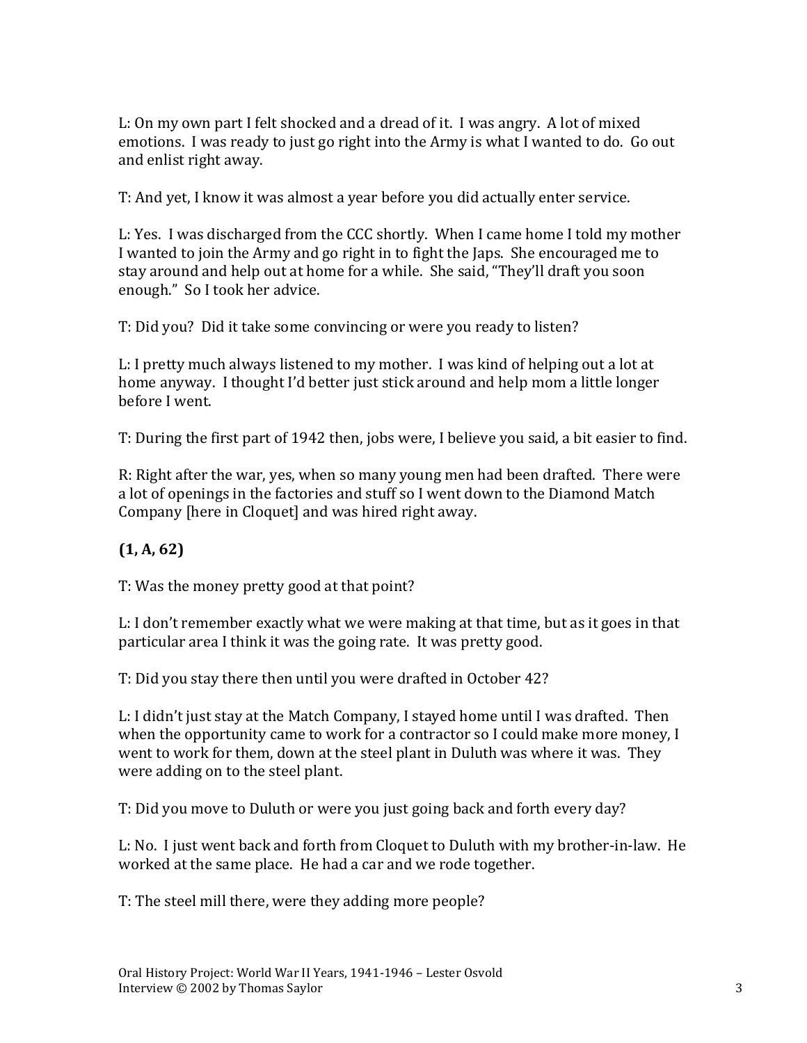L: On my own part I felt shocked and a dread of it. I was angry. A lot of mixed emotions. I was ready to just go right into the Army is what I wanted to do. Go out and enlist right away.

T: And yet, I know it was almost a year before you did actually enter service.

L: Yes. I was discharged from the CCC shortly. When I came home I told my mother I wanted to join the Army and go right in to fight the Japs. She encouraged me to stay around and help out at home for a while. She said, "They'll draft you soon enough." So I took her advice.

T: Did you? Did it take some convincing or were you ready to listen?

L: I pretty much always listened to my mother. I was kind of helping out a lot at home anyway. I thought I'd better just stick around and help mom a little longer before I went.

T: During the first part of 1942 then, jobs were, I believe you said, a bit easier to find.

R: Right after the war, yes, when so many young men had been drafted. There were a lot of openings in the factories and stuff so I went down to the Diamond Match Company [here in Cloquet] and was hired right away.

**(1, A, 62)**

T: Was the money pretty good at that point?

L: I don't remember exactly what we were making at that time, but as it goes in that particular area I think it was the going rate. It was pretty good.

T: Did you stay there then until you were drafted in October 42?

L: I didn't just stay at the Match Company, I stayed home until I was drafted. Then when the opportunity came to work for a contractor so I could make more money, I went to work for them, down at the steel plant in Duluth was where it was. They were adding on to the steel plant.

T: Did you move to Duluth or were you just going back and forth every day?

L: No. I just went back and forth from Cloquet to Duluth with my brother-in-law. He worked at the same place. He had a car and we rode together.

T: The steel mill there, were they adding more people?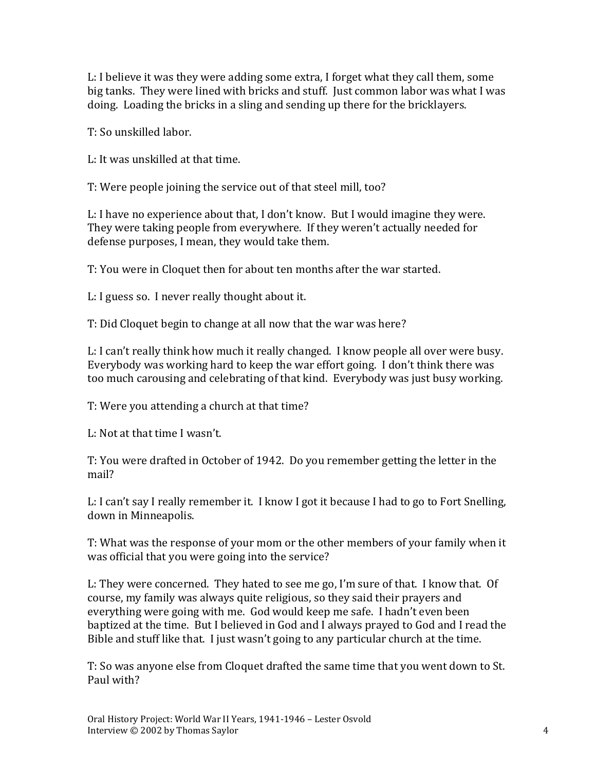L: I believe it was they were adding some extra, I forget what they call them, some big tanks. They were lined with bricks and stuff. Just common labor was what I was doing. Loading the bricks in a sling and sending up there for the bricklayers.

T: So unskilled labor.

L: It was unskilled at that time.

T: Were people joining the service out of that steel mill, too?

L: I have no experience about that, I don't know. But I would imagine they were. They were taking people from everywhere. If they weren't actually needed for defense purposes, I mean, they would take them.

T: You were in Cloquet then for about ten months after the war started.

L: I guess so. I never really thought about it.

T: Did Cloquet begin to change at all now that the war was here?

L: I can't really think how much it really changed. I know people all over were busy. Everybody was working hard to keep the war effort going. I don't think there was too much carousing and celebrating of that kind. Everybody was just busy working.

T: Were you attending a church at that time?

L: Not at that time I wasn't.

T: You were drafted in October of 1942. Do you remember getting the letter in the mail?

L: I can't say I really remember it. I know I got it because I had to go to Fort Snelling, down in Minneapolis.

T: What was the response of your mom or the other members of your family when it was official that you were going into the service?

L: They were concerned. They hated to see me go, I'm sure of that. I know that. Of course, my family was always quite religious, so they said their prayers and everything were going with me. God would keep me safe. I hadn't even been baptized at the time. But I believed in God and I always prayed to God and I read the Bible and stuff like that. I just wasn't going to any particular church at the time.

T: So was anyone else from Cloquet drafted the same time that you went down to St. Paul with?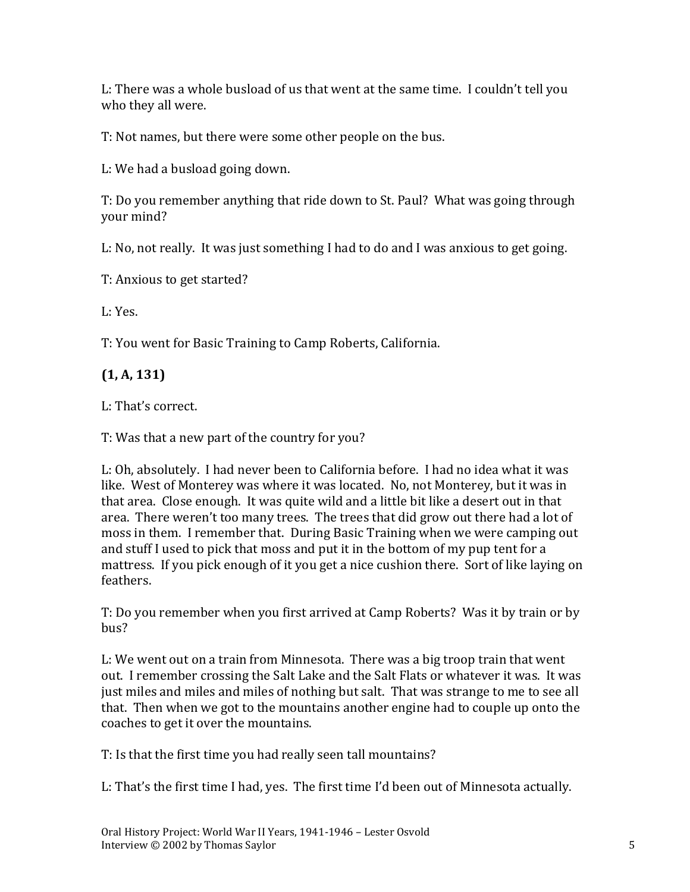L: There was a whole busload of us that went at the same time. I couldn't tell you who they all were.

T: Not names, but there were some other people on the bus.

L: We had a busload going down.

T: Do you remember anything that ride down to St. Paul? What was going through your mind?

L: No, not really. It was just something I had to do and I was anxious to get going.

T: Anxious to get started?

L: Yes.

T: You went for Basic Training to Camp Roberts, California.

**(1, A, 131)**

L: That's correct.

T: Was that a new part of the country for you?

L: Oh, absolutely. I had never been to California before. I had no idea what it was like. West of Monterey was where it was located. No, not Monterey, but it was in that area. Close enough. It was quite wild and a little bit like a desert out in that area. There weren't too many trees. The trees that did grow out there had a lot of moss in them. I remember that. During Basic Training when we were camping out and stuff I used to pick that moss and put it in the bottom of my pup tent for a mattress. If you pick enough of it you get a nice cushion there. Sort of like laying on feathers.

T: Do you remember when you first arrived at Camp Roberts? Was it by train or by bus?

L: We went out on a train from Minnesota. There was a big troop train that went out. I remember crossing the Salt Lake and the Salt Flats or whatever it was. It was just miles and miles and miles of nothing but salt. That was strange to me to see all that. Then when we got to the mountains another engine had to couple up onto the coaches to get it over the mountains.

T: Is that the first time you had really seen tall mountains?

L: That's the first time I had, yes. The first time I'd been out of Minnesota actually.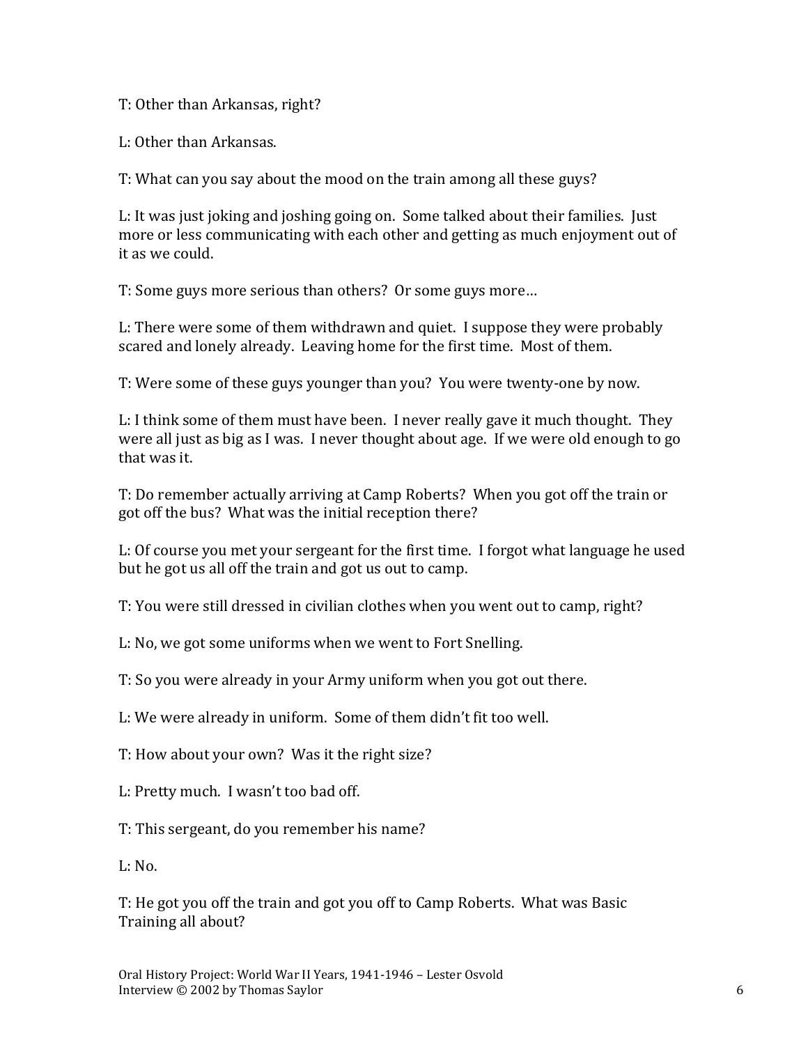T: Other than Arkansas, right?

L: Other than Arkansas.

T: What can you say about the mood on the train among all these guys?

L: It was just joking and joshing going on. Some talked about their families. Just more or less communicating with each other and getting as much enjoyment out of it as we could.

T: Some guys more serious than others? Or some guys more…

L: There were some of them withdrawn and quiet. I suppose they were probably scared and lonely already. Leaving home for the first time. Most of them.

T: Were some of these guys younger than you? You were twenty-one by now.

L: I think some of them must have been. I never really gave it much thought. They were all just as big as I was. I never thought about age. If we were old enough to go that was it.

T: Do remember actually arriving at Camp Roberts? When you got off the train or got off the bus? What was the initial reception there?

L: Of course you met your sergeant for the first time. I forgot what language he used but he got us all off the train and got us out to camp.

T: You were still dressed in civilian clothes when you went out to camp, right?

L: No, we got some uniforms when we went to Fort Snelling.

T: So you were already in your Army uniform when you got out there.

L: We were already in uniform. Some of them didn't fit too well.

T: How about your own? Was it the right size?

L: Pretty much. I wasn't too bad off.

T: This sergeant, do you remember his name?

L: No.

T: He got you off the train and got you off to Camp Roberts. What was Basic Training all about?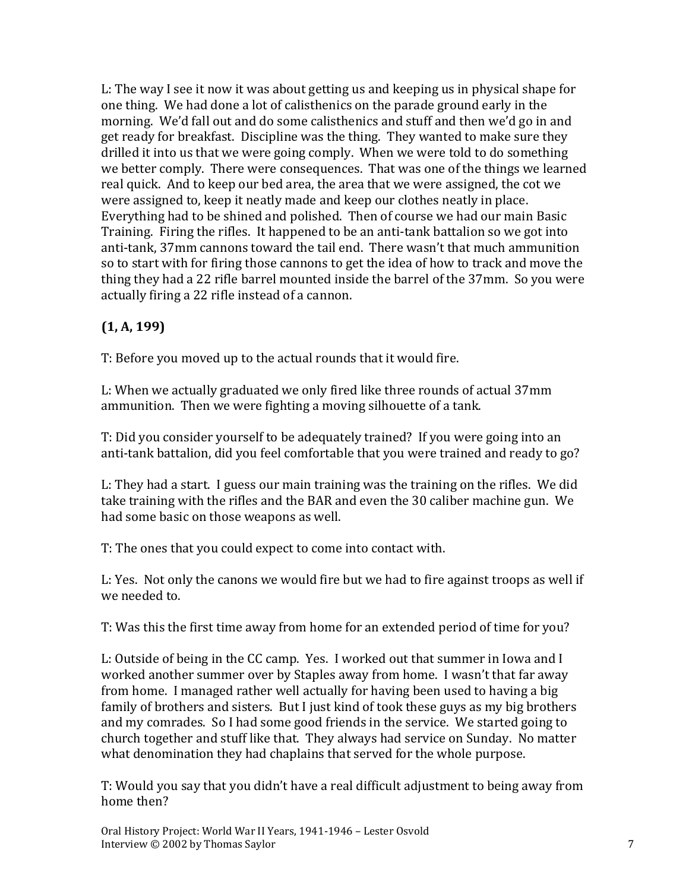L: The way I see it now it was about getting us and keeping us in physical shape for one thing. We had done a lot of calisthenics on the parade ground early in the morning. We'd fall out and do some calisthenics and stuff and then we'd go in and get ready for breakfast. Discipline was the thing. They wanted to make sure they drilled it into us that we were going comply. When we were told to do something we better comply. There were consequences. That was one of the things we learned real quick. And to keep our bed area, the area that we were assigned, the cot we were assigned to, keep it neatly made and keep our clothes neatly in place. Everything had to be shined and polished. Then of course we had our main Basic Training. Firing the rifles. It happened to be an anti-tank battalion so we got into anti-tank, 37mm cannons toward the tail end. There wasn't that much ammunition so to start with for firing those cannons to get the idea of how to track and move the thing they had a 22 rifle barrel mounted inside the barrel of the 37mm. So you were actually firing a 22 rifle instead of a cannon.

**(1, A, 199)**

T: Before you moved up to the actual rounds that it would fire.

L: When we actually graduated we only fired like three rounds of actual 37mm ammunition. Then we were fighting a moving silhouette of a tank.

T: Did you consider yourself to be adequately trained? If you were going into an anti-tank battalion, did you feel comfortable that you were trained and ready to go?

L: They had a start. I guess our main training was the training on the rifles. We did take training with the rifles and the BAR and even the 30 caliber machine gun. We had some basic on those weapons as well.

T: The ones that you could expect to come into contact with.

L: Yes. Not only the canons we would fire but we had to fire against troops as well if we needed to.

T: Was this the first time away from home for an extended period of time for you?

L: Outside of being in the CC camp. Yes. I worked out that summer in Iowa and I worked another summer over by Staples away from home. I wasn't that far away from home. I managed rather well actually for having been used to having a big family of brothers and sisters. But I just kind of took these guys as my big brothers and my comrades. So I had some good friends in the service. We started going to church together and stuff like that. They always had service on Sunday. No matter what denomination they had chaplains that served for the whole purpose.

T: Would you say that you didn't have a real difficult adjustment to being away from home then?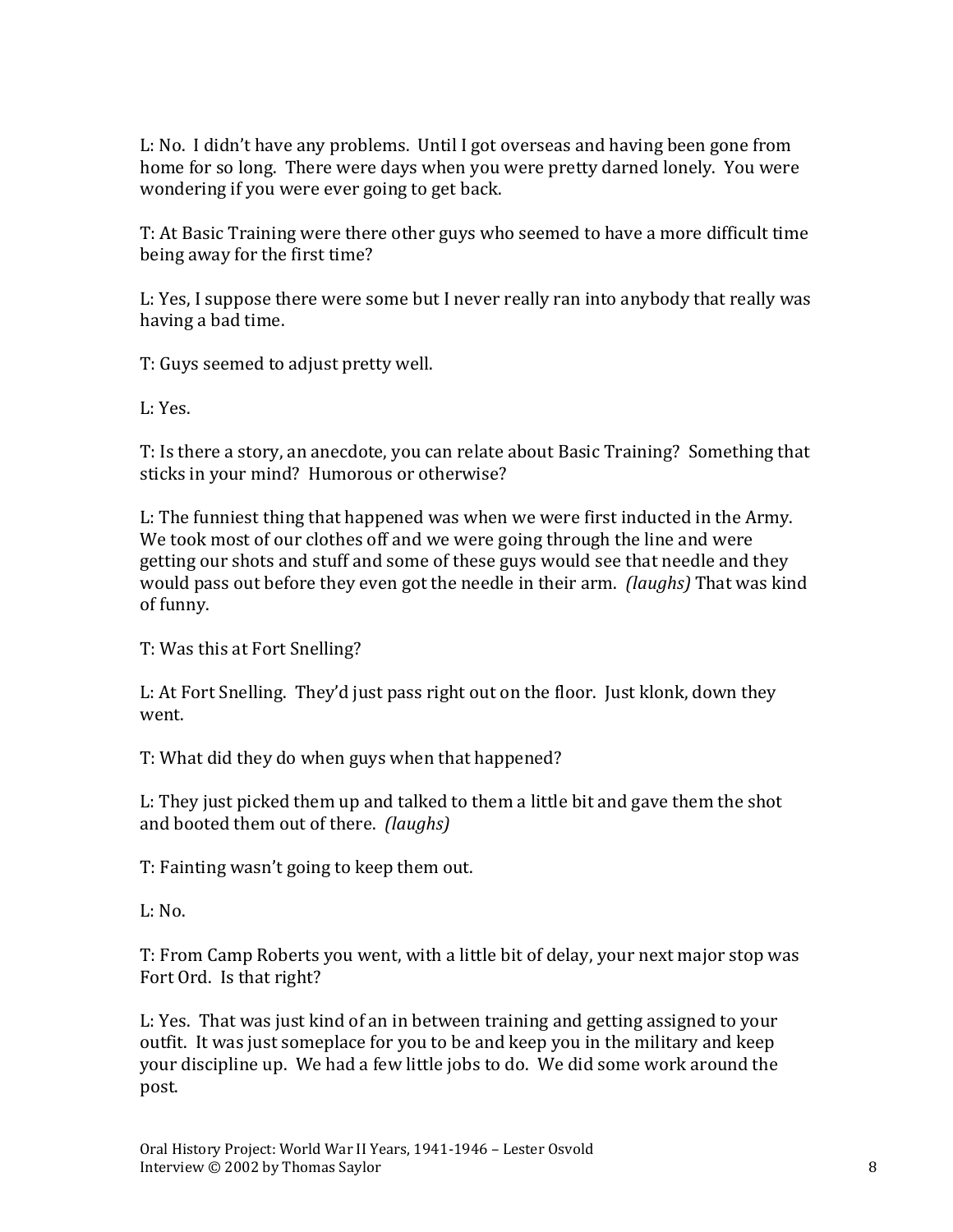L: No. I didn't have any problems. Until I got overseas and having been gone from home for so long. There were days when you were pretty darned lonely. You were wondering if you were ever going to get back.

T: At Basic Training were there other guys who seemed to have a more difficult time being away for the first time?

L: Yes, I suppose there were some but I never really ran into anybody that really was having a bad time.

T: Guys seemed to adjust pretty well.

L: Yes.

T: Is there a story, an anecdote, you can relate about Basic Training? Something that sticks in your mind? Humorous or otherwise?

L: The funniest thing that happened was when we were first inducted in the Army. We took most of our clothes off and we were going through the line and were getting our shots and stuff and some of these guys would see that needle and they would pass out before they even got the needle in their arm. *(laughs)* That was kind of funny.

T: Was this at Fort Snelling?

L: At Fort Snelling. They'd just pass right out on the floor. Just klonk, down they went.

T: What did they do when guys when that happened?

L: They just picked them up and talked to them a little bit and gave them the shot and booted them out of there. *(laughs)*

T: Fainting wasn't going to keep them out.

L: No.

T: From Camp Roberts you went, with a little bit of delay, your next major stop was Fort Ord. Is that right?

L: Yes. That was just kind of an in between training and getting assigned to your outfit. It was just someplace for you to be and keep you in the military and keep your discipline up. We had a few little jobs to do. We did some work around the post.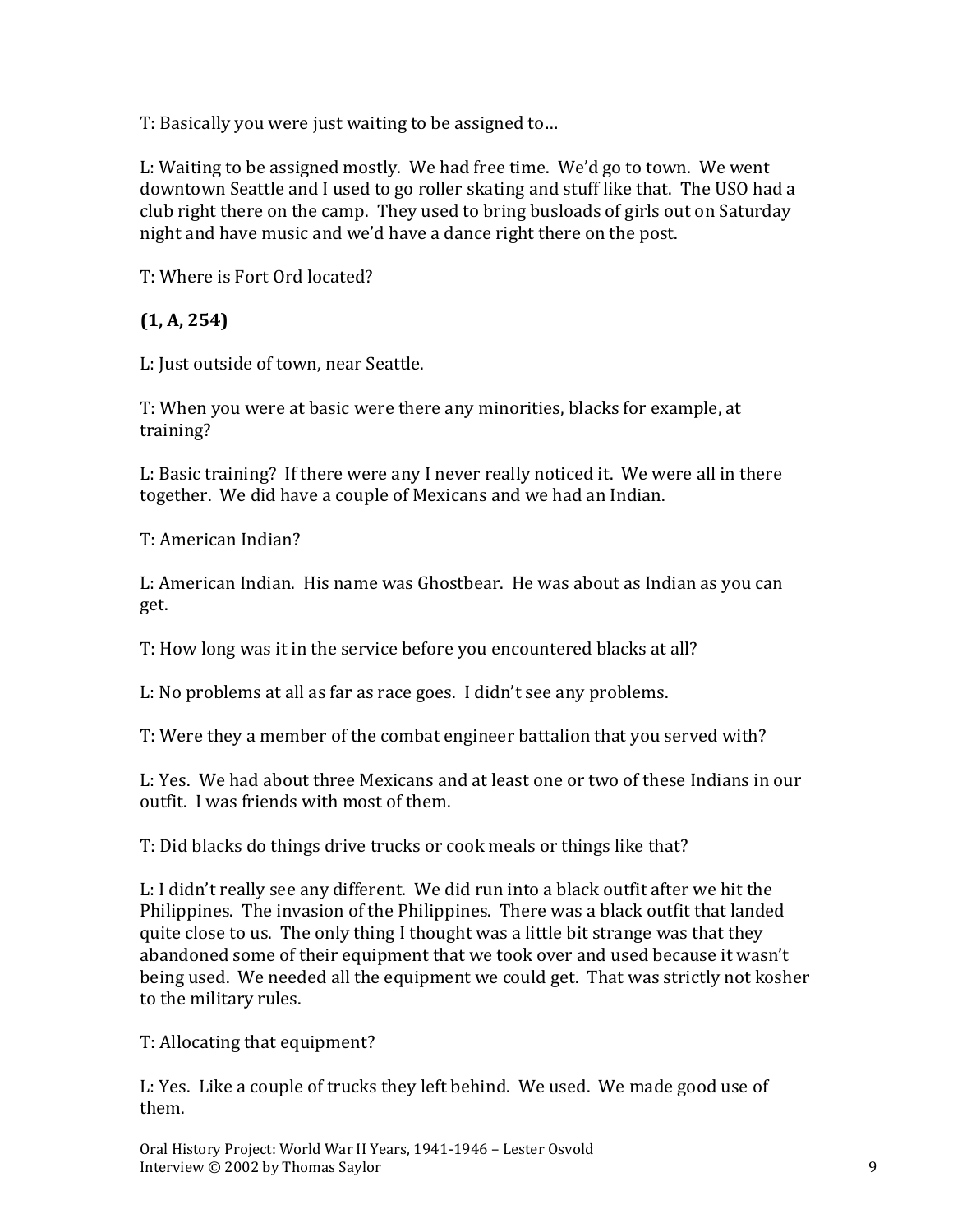T: Basically you were just waiting to be assigned to…

L: Waiting to be assigned mostly. We had free time. We'd go to town. We went downtown Seattle and I used to go roller skating and stuff like that. The USO had a club right there on the camp. They used to bring busloads of girls out on Saturday night and have music and we'd have a dance right there on the post.

T: Where is Fort Ord located?

**(1, A, 254)**

L: Just outside of town, near Seattle.

T: When you were at basic were there any minorities, blacks for example, at training?

L: Basic training? If there were any I never really noticed it. We were all in there together. We did have a couple of Mexicans and we had an Indian.

T: American Indian?

L: American Indian. His name was Ghostbear. He was about as Indian as you can get.

T: How long was it in the service before you encountered blacks at all?

L: No problems at all as far as race goes. I didn't see any problems.

T: Were they a member of the combat engineer battalion that you served with?

L: Yes. We had about three Mexicans and at least one or two of these Indians in our outfit. I was friends with most of them.

T: Did blacks do things drive trucks or cook meals or things like that?

L: I didn't really see any different. We did run into a black outfit after we hit the Philippines. The invasion of the Philippines. There was a black outfit that landed quite close to us. The only thing I thought was a little bit strange was that they abandoned some of their equipment that we took over and used because it wasn't being used. We needed all the equipment we could get. That was strictly not kosher to the military rules.

T: Allocating that equipment?

L: Yes. Like a couple of trucks they left behind. We used. We made good use of them.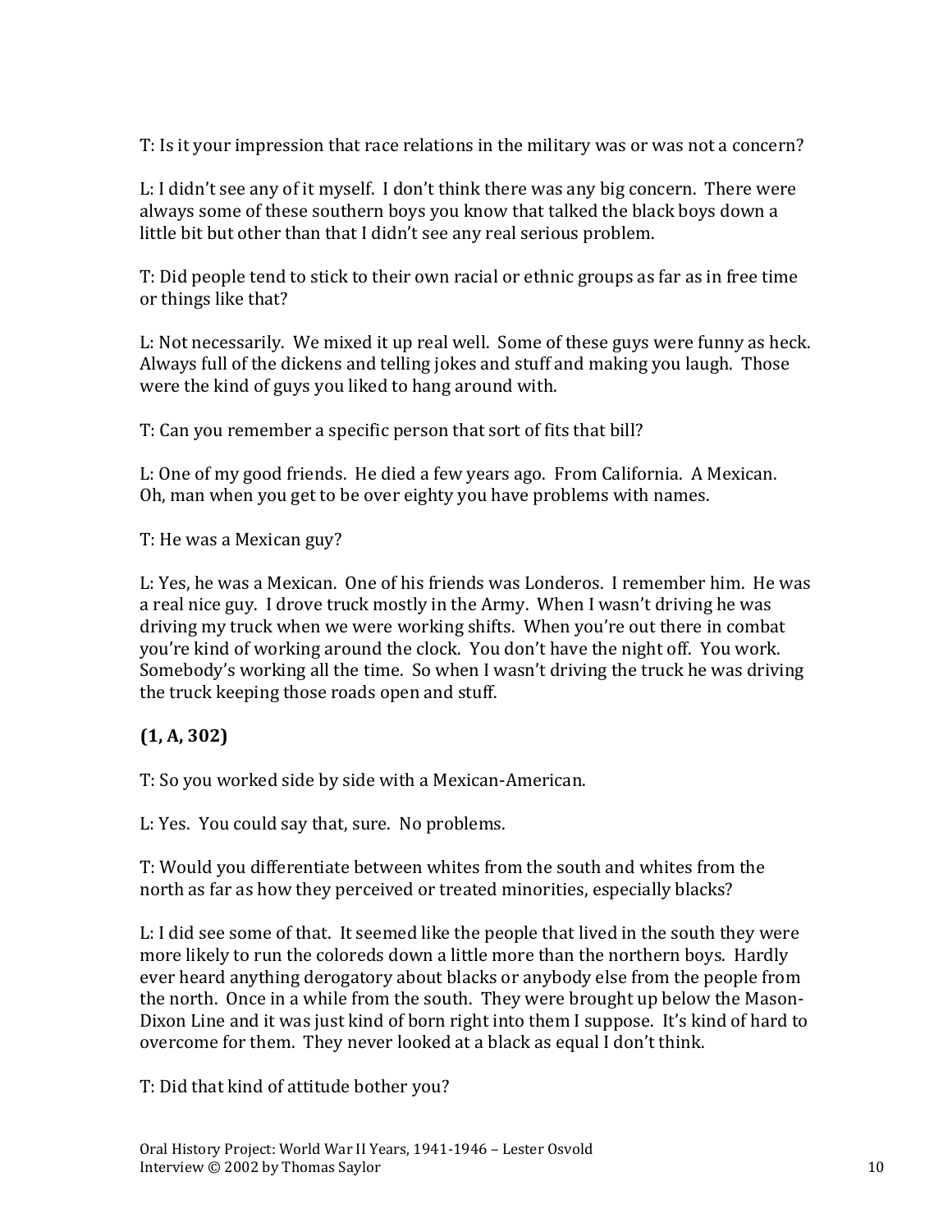T: Is it your impression that race relations in the military was or was not a concern?

L: I didn't see any of it myself. I don't think there was any big concern. There were always some of these southern boys you know that talked the black boys down a little bit but other than that I didn't see any real serious problem.

T: Did people tend to stick to their own racial or ethnic groups as far as in free time or things like that?

L: Not necessarily. We mixed it up real well. Some of these guys were funny as heck. Always full of the dickens and telling jokes and stuff and making you laugh. Those were the kind of guys you liked to hang around with.

T: Can you remember a specific person that sort of fits that bill?

L: One of my good friends. He died a few years ago. From California. A Mexican. Oh, man when you get to be over eighty you have problems with names.

T: He was a Mexican guy?

L: Yes, he was a Mexican. One of his friends was Londeros. I remember him. He was a real nice guy. I drove truck mostly in the Army. When I wasn't driving he was driving my truck when we were working shifts. When you're out there in combat you're kind of working around the clock. You don't have the night off. You work. Somebody's working all the time. So when I wasn't driving the truck he was driving the truck keeping those roads open and stuff.

**(1, A, 302)**

T: So you worked side by side with a Mexican-American.

L: Yes. You could say that, sure. No problems.

T: Would you differentiate between whites from the south and whites from the north as far as how they perceived or treated minorities, especially blacks?

L: I did see some of that. It seemed like the people that lived in the south they were more likely to run the coloreds down a little more than the northern boys. Hardly ever heard anything derogatory about blacks or anybody else from the people from the north. Once in a while from the south. They were brought up below the Mason-Dixon Line and it was just kind of born right into them I suppose. It's kind of hard to overcome for them. They never looked at a black as equal I don't think.

T: Did that kind of attitude bother you?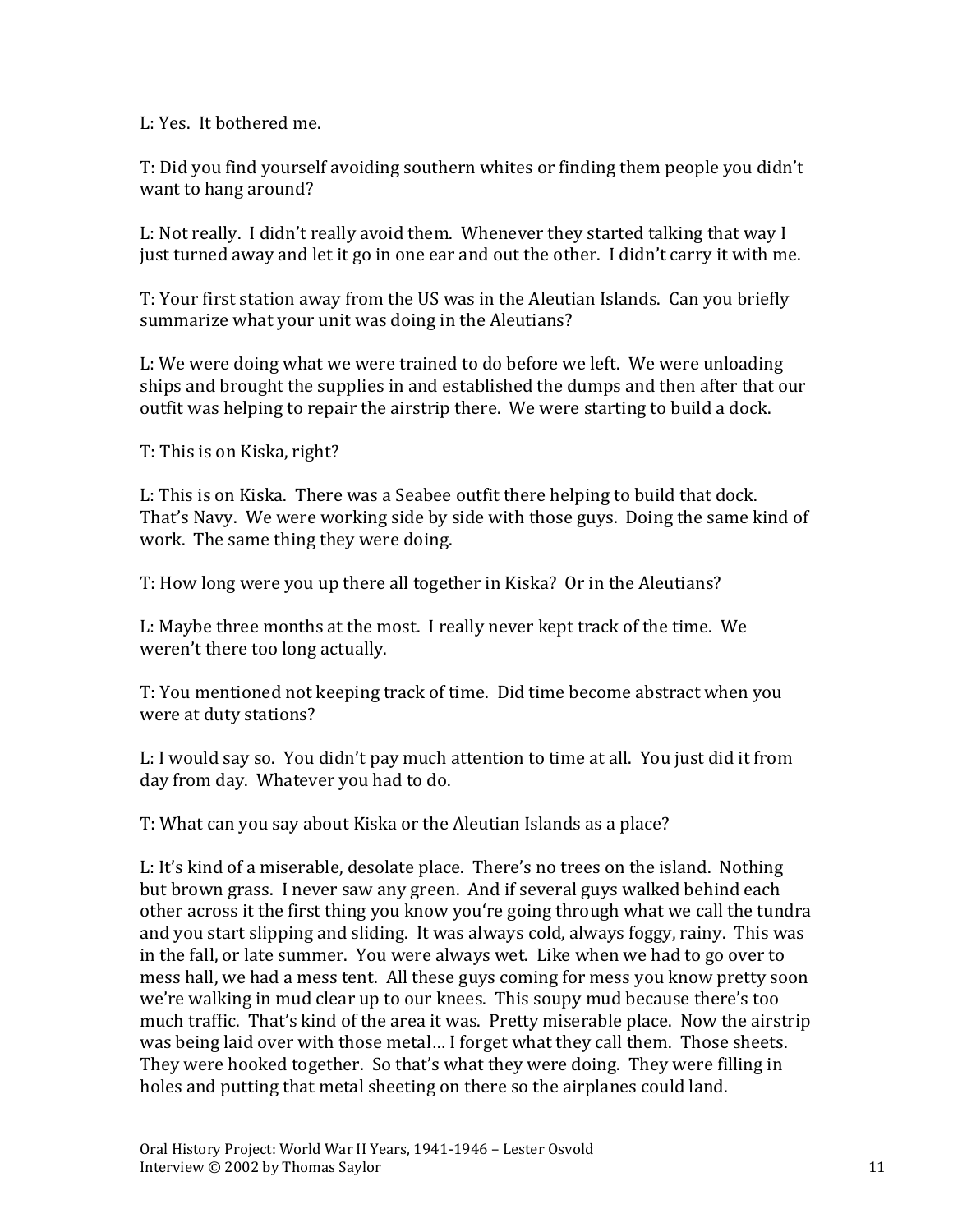L: Yes. It bothered me.

T: Did you find yourself avoiding southern whites or finding them people you didn't want to hang around?

L: Not really. I didn't really avoid them. Whenever they started talking that way I just turned away and let it go in one ear and out the other. I didn't carry it with me.

T: Your first station away from the US was in the Aleutian Islands. Can you briefly summarize what your unit was doing in the Aleutians?

L: We were doing what we were trained to do before we left. We were unloading ships and brought the supplies in and established the dumps and then after that our outfit was helping to repair the airstrip there. We were starting to build a dock.

T: This is on Kiska, right?

L: This is on Kiska. There was a Seabee outfit there helping to build that dock. That's Navy. We were working side by side with those guys. Doing the same kind of work. The same thing they were doing.

T: How long were you up there all together in Kiska? Or in the Aleutians?

L: Maybe three months at the most. I really never kept track of the time. We weren't there too long actually.

T: You mentioned not keeping track of time. Did time become abstract when you were at duty stations?

L: I would say so. You didn't pay much attention to time at all. You just did it from day from day. Whatever you had to do.

T: What can you say about Kiska or the Aleutian Islands as a place?

L: It's kind of a miserable, desolate place. There's no trees on the island. Nothing but brown grass. I never saw any green. And if several guys walked behind each other across it the first thing you know you're going through what we call the tundra and you start slipping and sliding. It was always cold, always foggy, rainy. This was in the fall, or late summer. You were always wet. Like when we had to go over to mess hall, we had a mess tent. All these guys coming for mess you know pretty soon we're walking in mud clear up to our knees. This soupy mud because there's too much traffic. That's kind of the area it was. Pretty miserable place. Now the airstrip was being laid over with those metal… I forget what they call them. Those sheets. They were hooked together. So that's what they were doing. They were filling in holes and putting that metal sheeting on there so the airplanes could land.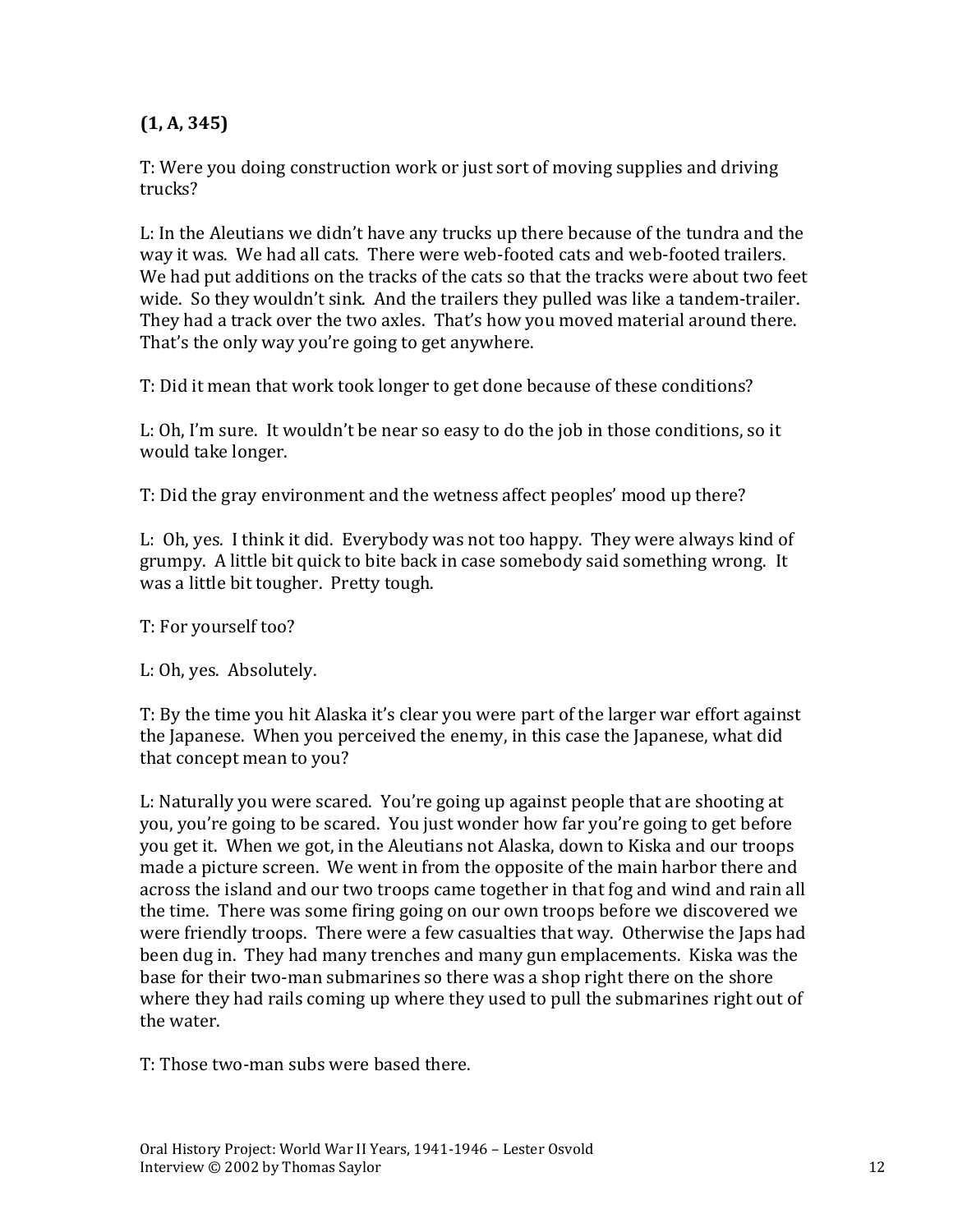**(1, A, 345)**

T: Were you doing construction work or just sort of moving supplies and driving trucks?

L: In the Aleutians we didn't have any trucks up there because of the tundra and the way it was. We had all cats. There were web-footed cats and web-footed trailers. We had put additions on the tracks of the cats so that the tracks were about two feet wide. So they wouldn't sink. And the trailers they pulled was like a tandem-trailer. They had a track over the two axles. That's how you moved material around there. That's the only way you're going to get anywhere.

T: Did it mean that work took longer to get done because of these conditions?

L: Oh, I'm sure. It wouldn't be near so easy to do the job in those conditions, so it would take longer.

T: Did the gray environment and the wetness affect peoples' mood up there?

L: Oh, yes. I think it did. Everybody was not too happy. They were always kind of grumpy. A little bit quick to bite back in case somebody said something wrong. It was a little bit tougher. Pretty tough.

T: For yourself too?

L: Oh, yes. Absolutely.

T: By the time you hit Alaska it's clear you were part of the larger war effort against the Japanese. When you perceived the enemy, in this case the Japanese, what did that concept mean to you?

L: Naturally you were scared. You're going up against people that are shooting at you, you're going to be scared. You just wonder how far you're going to get before you get it. When we got, in the Aleutians not Alaska, down to Kiska and our troops made a picture screen. We went in from the opposite of the main harbor there and across the island and our two troops came together in that fog and wind and rain all the time. There was some firing going on our own troops before we discovered we were friendly troops. There were a few casualties that way. Otherwise the Japs had been dug in. They had many trenches and many gun emplacements. Kiska was the base for their two-man submarines so there was a shop right there on the shore where they had rails coming up where they used to pull the submarines right out of the water.

T: Those two-man subs were based there.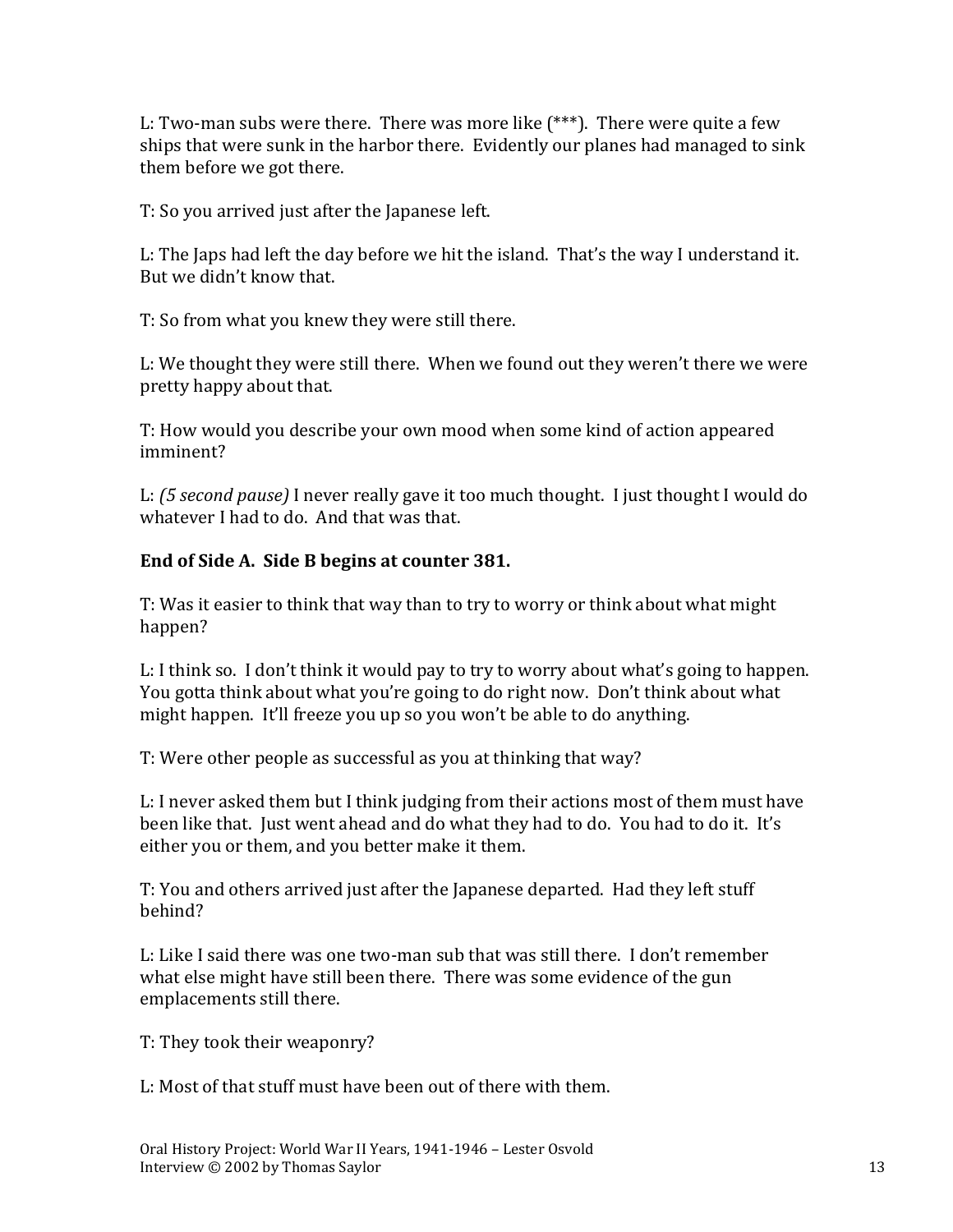L: Two-man subs were there. There was more like (***). There were quite a few ships that were sunk in the harbor there. Evidently our planes had managed to sink them before we got there.

T: So you arrived just after the Japanese left.

L: The Japs had left the day before we hit the island. That's the way I understand it. But we didn't know that.

T: So from what you knew they were still there.

L: We thought they were still there. When we found out they weren't there we were pretty happy about that.

T: How would you describe your own mood when some kind of action appeared imminent?

L: *(5 second pause)* I never really gave it too much thought. I just thought I would do whatever I had to do. And that was that.

**End of Side A. Side B begins at counter 381.**

T: Was it easier to think that way than to try to worry or think about what might happen?

L: I think so. I don't think it would pay to try to worry about what's going to happen. You gotta think about what you're going to do right now. Don't think about what might happen. It'll freeze you up so you won't be able to do anything.

T: Were other people as successful as you at thinking that way?

L: I never asked them but I think judging from their actions most of them must have been like that. Just went ahead and do what they had to do. You had to do it. It's either you or them, and you better make it them.

T: You and others arrived just after the Japanese departed. Had they left stuff behind?

L: Like I said there was one two-man sub that was still there. I don't remember what else might have still been there. There was some evidence of the gun emplacements still there.

T: They took their weaponry?

L: Most of that stuff must have been out of there with them.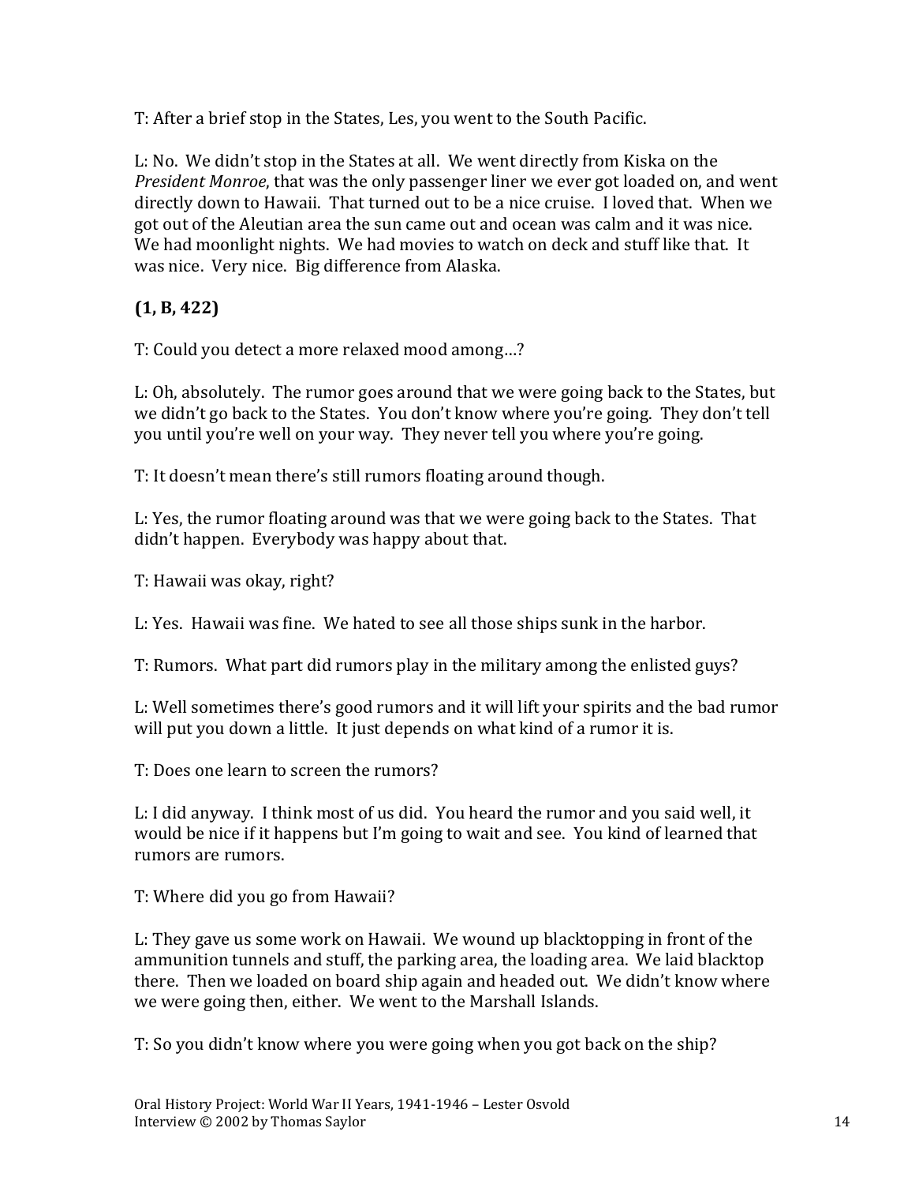T: After a brief stop in the States, Les, you went to the South Pacific.

L: No. We didn't stop in the States at all. We went directly from Kiska on the *President Monroe*, that was the only passenger liner we ever got loaded on, and went directly down to Hawaii. That turned out to be a nice cruise. I loved that. When we got out of the Aleutian area the sun came out and ocean was calm and it was nice. We had moonlight nights. We had movies to watch on deck and stuff like that. It was nice. Very nice. Big difference from Alaska.

**(1, B, 422)**

T: Could you detect a more relaxed mood among…?

L: Oh, absolutely. The rumor goes around that we were going back to the States, but we didn't go back to the States. You don't know where you're going. They don't tell you until you're well on your way. They never tell you where you're going.

T: It doesn't mean there's still rumors floating around though.

L: Yes, the rumor floating around was that we were going back to the States. That didn't happen. Everybody was happy about that.

T: Hawaii was okay, right?

L: Yes. Hawaii was fine. We hated to see all those ships sunk in the harbor.

T: Rumors. What part did rumors play in the military among the enlisted guys?

L: Well sometimes there's good rumors and it will lift your spirits and the bad rumor will put you down a little. It just depends on what kind of a rumor it is.

T: Does one learn to screen the rumors?

L: I did anyway. I think most of us did. You heard the rumor and you said well, it would be nice if it happens but I'm going to wait and see. You kind of learned that rumors are rumors.

T: Where did you go from Hawaii?

L: They gave us some work on Hawaii. We wound up blacktopping in front of the ammunition tunnels and stuff, the parking area, the loading area. We laid blacktop there. Then we loaded on board ship again and headed out. We didn't know where we were going then, either. We went to the Marshall Islands.

T: So you didn't know where you were going when you got back on the ship?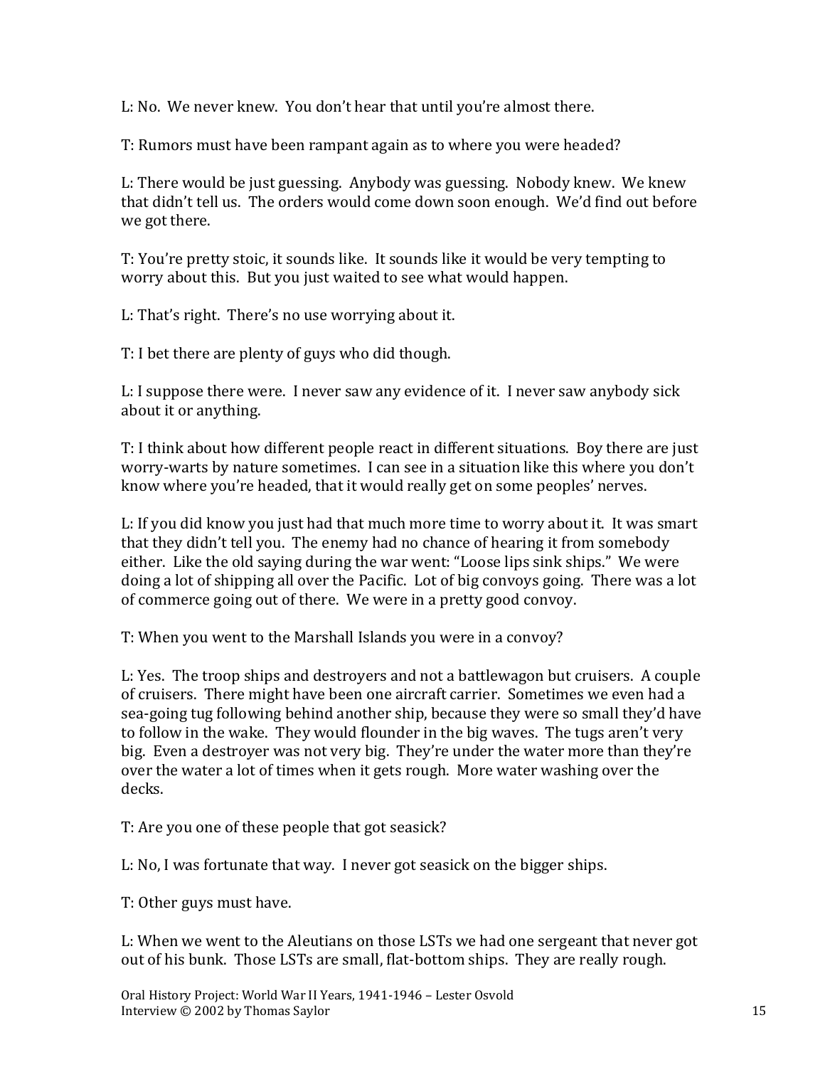L: No. We never knew. You don't hear that until you're almost there.

T: Rumors must have been rampant again as to where you were headed?

L: There would be just guessing. Anybody was guessing. Nobody knew. We knew that didn't tell us. The orders would come down soon enough. We'd find out before we got there.

T: You're pretty stoic, it sounds like. It sounds like it would be very tempting to worry about this. But you just waited to see what would happen.

L: That's right. There's no use worrying about it.

T: I bet there are plenty of guys who did though.

L: I suppose there were. I never saw any evidence of it. I never saw anybody sick about it or anything.

T: I think about how different people react in different situations. Boy there are just worry-warts by nature sometimes. I can see in a situation like this where you don't know where you're headed, that it would really get on some peoples' nerves.

L: If you did know you just had that much more time to worry about it. It was smart that they didn't tell you. The enemy had no chance of hearing it from somebody either. Like the old saying during the war went: "Loose lips sink ships." We were doing a lot of shipping all over the Pacific. Lot of big convoys going. There was a lot of commerce going out of there. We were in a pretty good convoy.

T: When you went to the Marshall Islands you were in a convoy?

L: Yes. The troop ships and destroyers and not a battlewagon but cruisers. A couple of cruisers. There might have been one aircraft carrier. Sometimes we even had a sea-going tug following behind another ship, because they were so small they'd have to follow in the wake. They would flounder in the big waves. The tugs aren't very big. Even a destroyer was not very big. They're under the water more than they're over the water a lot of times when it gets rough. More water washing over the decks.

T: Are you one of these people that got seasick?

L: No, I was fortunate that way. I never got seasick on the bigger ships.

T: Other guys must have.

L: When we went to the Aleutians on those LSTs we had one sergeant that never got out of his bunk. Those LSTs are small, flat-bottom ships. They are really rough.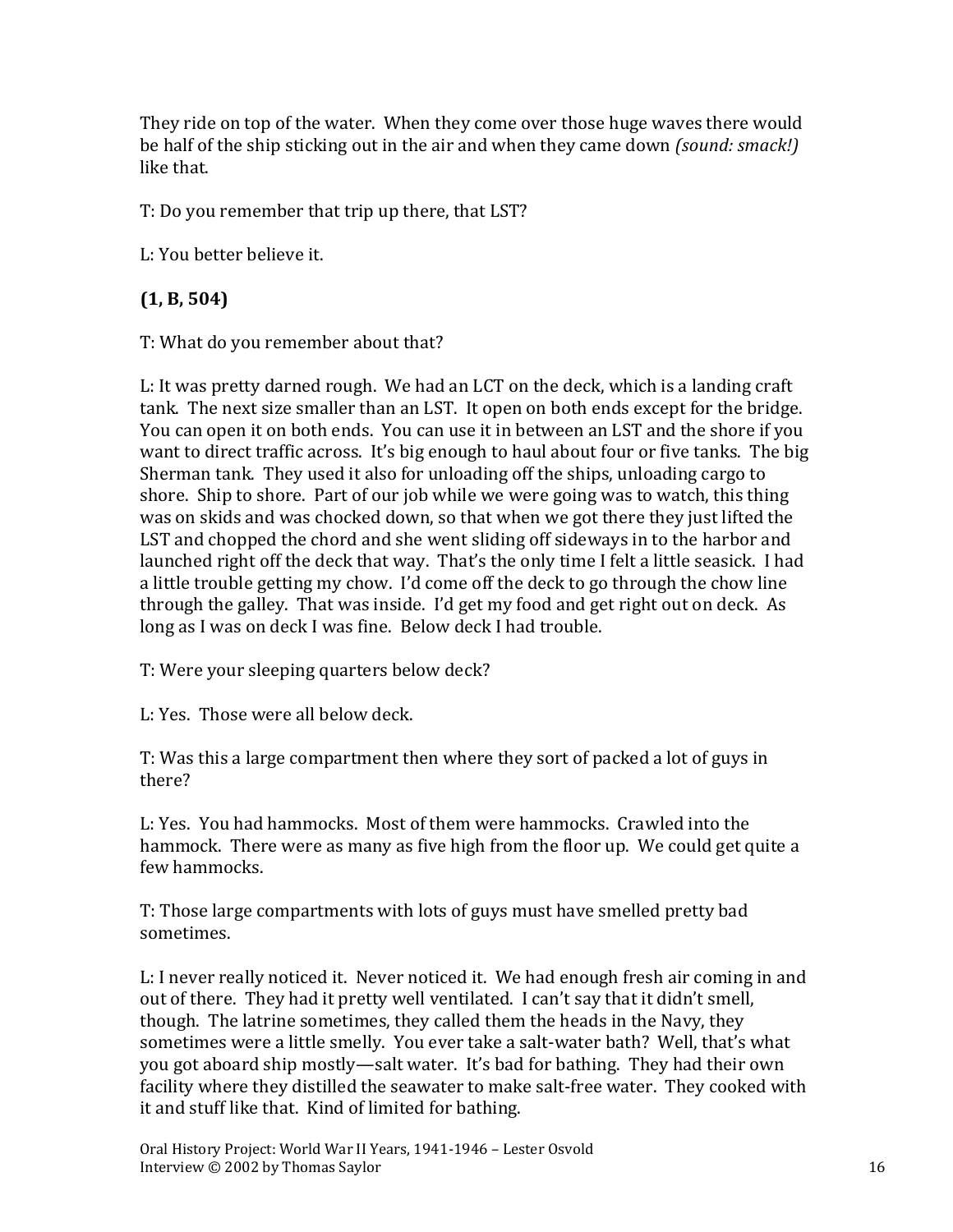They ride on top of the water. When they come over those huge waves there would be half of the ship sticking out in the air and when they came down *(sound: smack!)* like that.

T: Do you remember that trip up there, that LST?

L: You better believe it.

**(1, B, 504)**

T: What do you remember about that?

L: It was pretty darned rough. We had an LCT on the deck, which is a landing craft tank. The next size smaller than an LST. It open on both ends except for the bridge. You can open it on both ends. You can use it in between an LST and the shore if you want to direct traffic across. It's big enough to haul about four or five tanks. The big Sherman tank. They used it also for unloading off the ships, unloading cargo to shore. Ship to shore. Part of our job while we were going was to watch, this thing was on skids and was chocked down, so that when we got there they just lifted the LST and chopped the chord and she went sliding off sideways in to the harbor and launched right off the deck that way. That's the only time I felt a little seasick. I had a little trouble getting my chow. I'd come off the deck to go through the chow line through the galley. That was inside. I'd get my food and get right out on deck. As long as I was on deck I was fine. Below deck I had trouble.

T: Were your sleeping quarters below deck?

L: Yes. Those were all below deck.

T: Was this a large compartment then where they sort of packed a lot of guys in there?

L: Yes. You had hammocks. Most of them were hammocks. Crawled into the hammock. There were as many as five high from the floor up. We could get quite a few hammocks.

T: Those large compartments with lots of guys must have smelled pretty bad sometimes.

L: I never really noticed it. Never noticed it. We had enough fresh air coming in and out of there. They had it pretty well ventilated. I can't say that it didn't smell, though. The latrine sometimes, they called them the heads in the Navy, they sometimes were a little smelly. You ever take a salt-water bath? Well, that's what you got aboard ship mostly—salt water. It's bad for bathing. They had their own facility where they distilled the seawater to make salt-free water. They cooked with it and stuff like that. Kind of limited for bathing.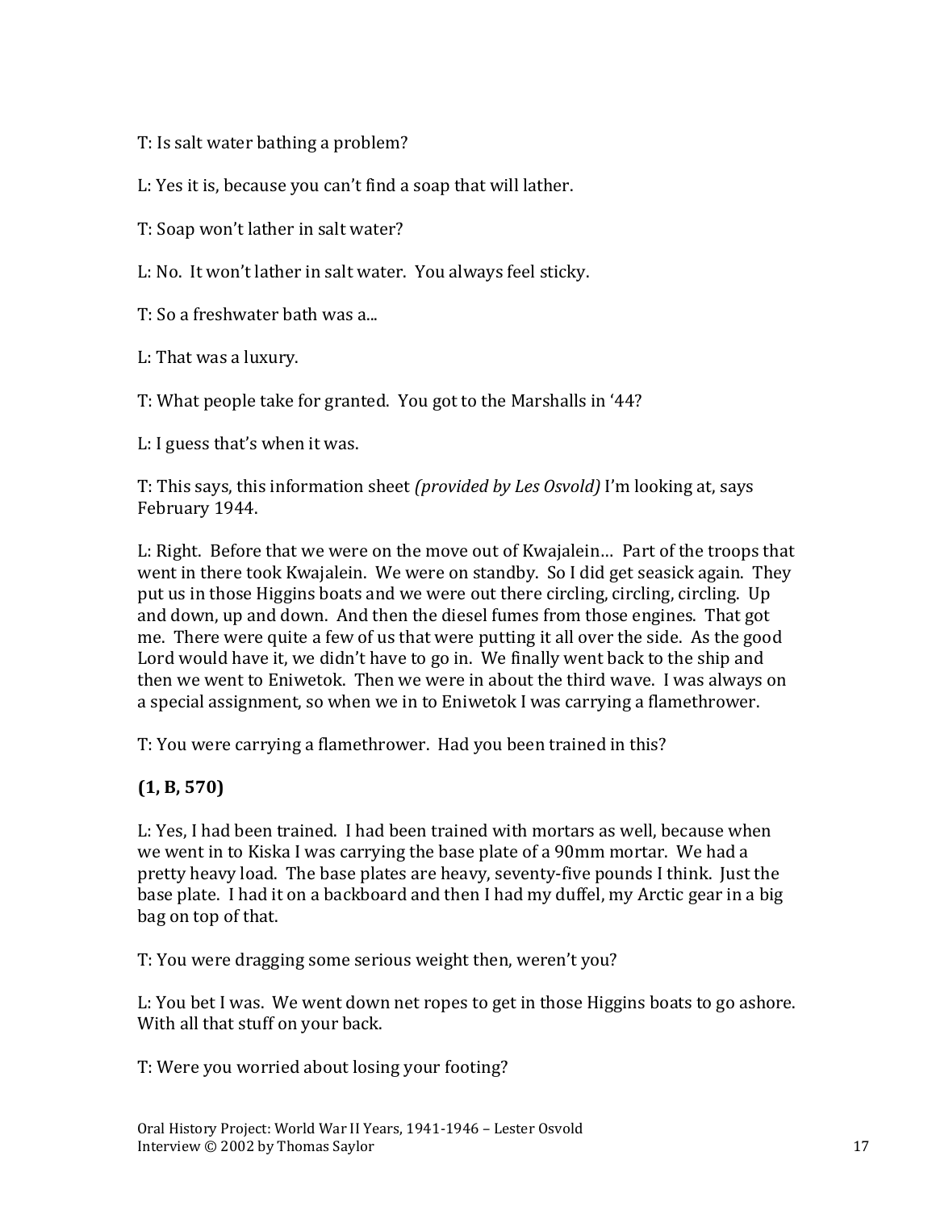T: Is salt water bathing a problem?

L: Yes it is, because you can't find a soap that will lather.

T: Soap won't lather in salt water?

L: No. It won't lather in salt water. You always feel sticky.

T: So a freshwater bath was a...

L: That was a luxury.

T: What people take for granted. You got to the Marshalls in '44?

L: I guess that's when it was.

T: This says, this information sheet *(provided by Les Osvold)* I'm looking at, says February 1944.

L: Right. Before that we were on the move out of Kwajalein... Part of the troops that went in there took Kwajalein. We were on standby. So I did get seasick again. They put us in those Higgins boats and we were out there circling, circling, circling. Up and down, up and down. And then the diesel fumes from those engines. That got me. There were quite a few of us that were putting it all over the side. As the good Lord would have it, we didn't have to go in. We finally went back to the ship and then we went to Eniwetok. Then we were in about the third wave. I was always on a special assignment, so when we in to Eniwetok I was carrying a flamethrower.

T: You were carrying a flamethrower. Had you been trained in this?

**(1, B, 570)**

L: Yes, I had been trained. I had been trained with mortars as well, because when we went in to Kiska I was carrying the base plate of a 90mm mortar. We had a pretty heavy load. The base plates are heavy, seventy-five pounds I think. Just the base plate. I had it on a backboard and then I had my duffel, my Arctic gear in a big bag on top of that.

T: You were dragging some serious weight then, weren't you?

L: You bet I was. We went down net ropes to get in those Higgins boats to go ashore. With all that stuff on your back.

T: Were you worried about losing your footing?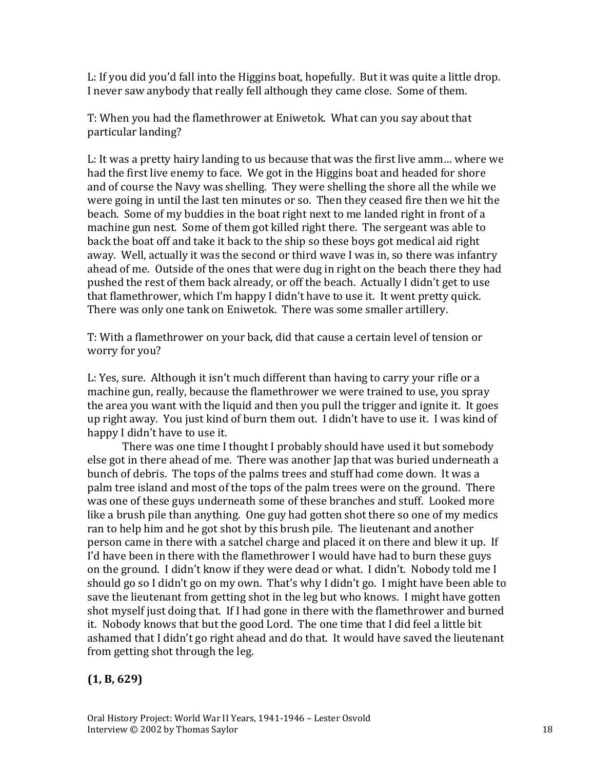L: If you did you'd fall into the Higgins boat, hopefully. But it was quite a little drop. I never saw anybody that really fell although they came close. Some of them.

T: When you had the flamethrower at Eniwetok. What can you say about that particular landing?

L: It was a pretty hairy landing to us because that was the first live amm… where we had the first live enemy to face. We got in the Higgins boat and headed for shore and of course the Navy was shelling. They were shelling the shore all the while we were going in until the last ten minutes or so. Then they ceased fire then we hit the beach. Some of my buddies in the boat right next to me landed right in front of a machine gun nest. Some of them got killed right there. The sergeant was able to back the boat off and take it back to the ship so these boys got medical aid right away. Well, actually it was the second or third wave I was in, so there was infantry ahead of me. Outside of the ones that were dug in right on the beach there they had pushed the rest of them back already, or off the beach. Actually I didn't get to use that flamethrower, which I'm happy I didn't have to use it. It went pretty quick. There was only one tank on Eniwetok. There was some smaller artillery.

T: With a flamethrower on your back, did that cause a certain level of tension or worry for you?

L: Yes, sure. Although it isn't much different than having to carry your rifle or a machine gun, really, because the flamethrower we were trained to use, you spray the area you want with the liquid and then you pull the trigger and ignite it. It goes up right away. You just kind of burn them out. I didn't have to use it. I was kind of happy I didn't have to use it.

There was one time I thought I probably should have used it but somebody else got in there ahead of me. There was another Jap that was buried underneath a bunch of debris. The tops of the palms trees and stuff had come down. It was a palm tree island and most of the tops of the palm trees were on the ground. There was one of these guys underneath some of these branches and stuff. Looked more like a brush pile than anything. One guy had gotten shot there so one of my medics ran to help him and he got shot by this brush pile. The lieutenant and another person came in there with a satchel charge and placed it on there and blew it up. If I'd have been in there with the flamethrower I would have had to burn these guys on the ground. I didn't know if they were dead or what. I didn't. Nobody told me I should go so I didn't go on my own. That's why I didn't go. I might have been able to save the lieutenant from getting shot in the leg but who knows. I might have gotten shot myself just doing that. If I had gone in there with the flamethrower and burned it. Nobody knows that but the good Lord. The one time that I did feel a little bit ashamed that I didn't go right ahead and do that. It would have saved the lieutenant from getting shot through the leg.

**(1, B, 629)**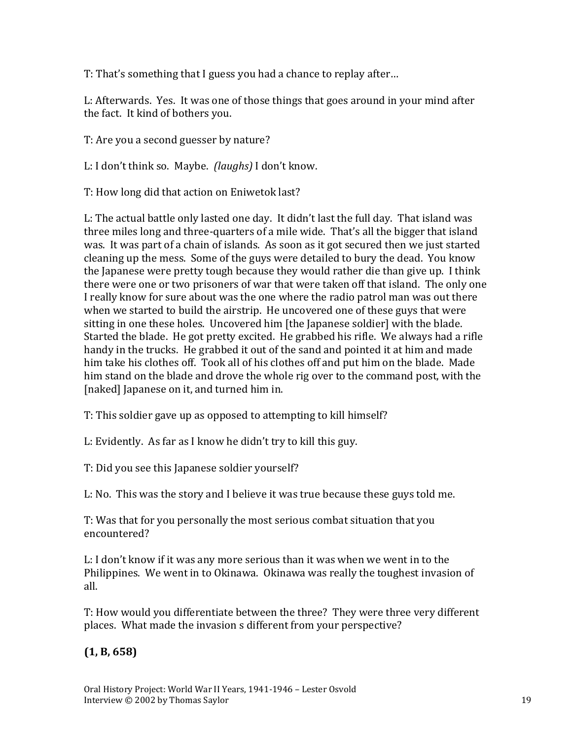T: That's something that I guess you had a chance to replay after…

L: Afterwards. Yes. It was one of those things that goes around in your mind after the fact. It kind of bothers you.

T: Are you a second guesser by nature?

L: I don't think so. Maybe. *(laughs)* I don't know.

T: How long did that action on Eniwetok last?

L: The actual battle only lasted one day. It didn't last the full day. That island was three miles long and three-quarters of a mile wide. That's all the bigger that island was. It was part of a chain of islands. As soon as it got secured then we just started cleaning up the mess. Some of the guys were detailed to bury the dead. You know the Japanese were pretty tough because they would rather die than give up. I think there were one or two prisoners of war that were taken off that island. The only one I really know for sure about was the one where the radio patrol man was out there when we started to build the airstrip. He uncovered one of these guys that were sitting in one these holes. Uncovered him [the Japanese soldier] with the blade. Started the blade. He got pretty excited. He grabbed his rifle. We always had a rifle handy in the trucks. He grabbed it out of the sand and pointed it at him and made him take his clothes off. Took all of his clothes off and put him on the blade. Made him stand on the blade and drove the whole rig over to the command post, with the [naked] Japanese on it, and turned him in.

T: This soldier gave up as opposed to attempting to kill himself?

L: Evidently. As far as I know he didn't try to kill this guy.

T: Did you see this Japanese soldier yourself?

L: No. This was the story and I believe it was true because these guys told me.

T: Was that for you personally the most serious combat situation that you encountered?

L: I don't know if it was any more serious than it was when we went in to the Philippines. We went in to Okinawa. Okinawa was really the toughest invasion of all.

T: How would you differentiate between the three? They were three very different places. What made the invasion s different from your perspective?

**(1, B, 658)**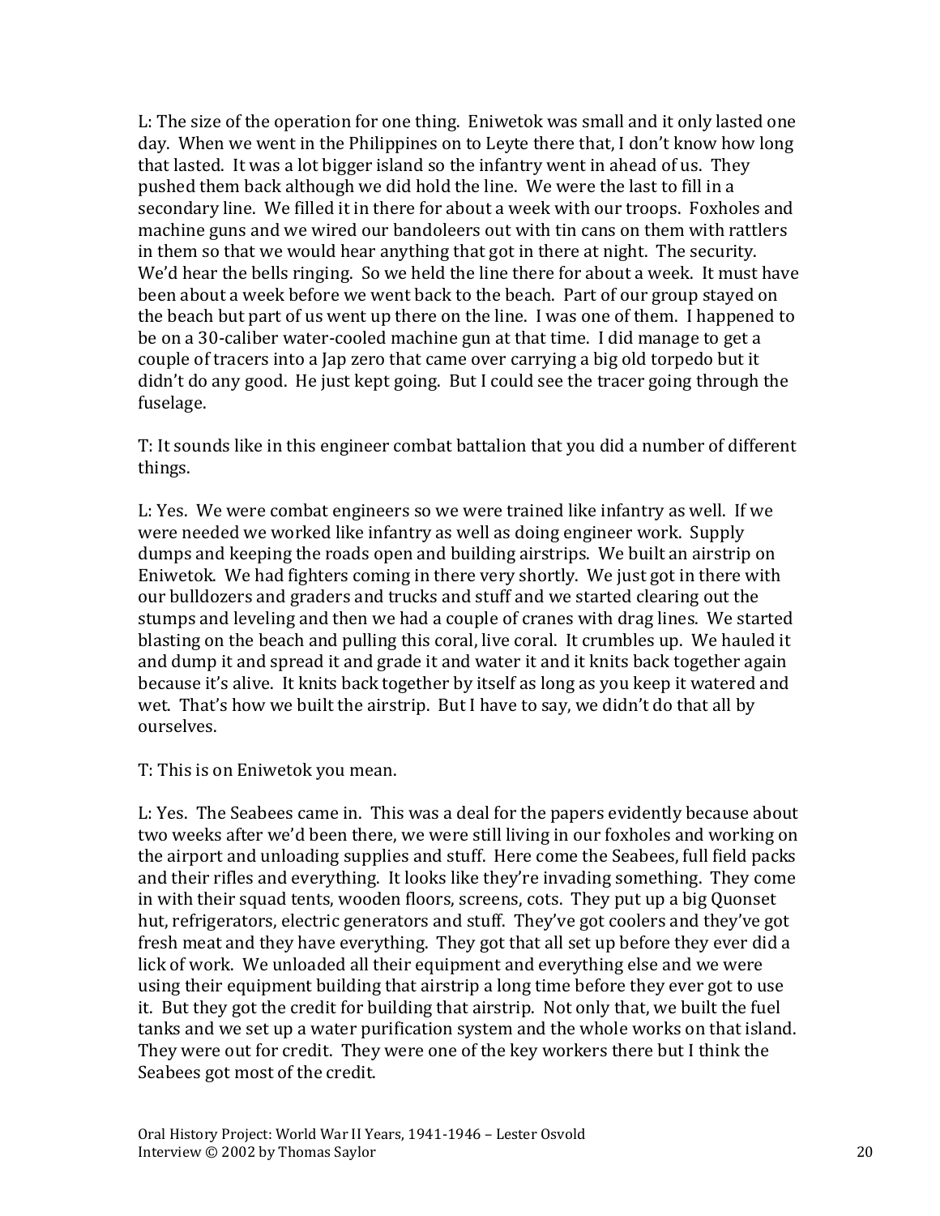L: The size of the operation for one thing. Eniwetok was small and it only lasted one day. When we went in the Philippines on to Leyte there that, I don't know how long that lasted. It was a lot bigger island so the infantry went in ahead of us. They pushed them back although we did hold the line. We were the last to fill in a secondary line. We filled it in there for about a week with our troops. Foxholes and machine guns and we wired our bandoleers out with tin cans on them with rattlers in them so that we would hear anything that got in there at night. The security. We'd hear the bells ringing. So we held the line there for about a week. It must have been about a week before we went back to the beach. Part of our group stayed on the beach but part of us went up there on the line. I was one of them. I happened to be on a 30-caliber water-cooled machine gun at that time. I did manage to get a couple of tracers into a Jap zero that came over carrying a big old torpedo but it didn't do any good. He just kept going. But I could see the tracer going through the fuselage.

T: It sounds like in this engineer combat battalion that you did a number of different things.

L: Yes. We were combat engineers so we were trained like infantry as well. If we were needed we worked like infantry as well as doing engineer work. Supply dumps and keeping the roads open and building airstrips. We built an airstrip on Eniwetok. We had fighters coming in there very shortly. We just got in there with our bulldozers and graders and trucks and stuff and we started clearing out the stumps and leveling and then we had a couple of cranes with drag lines. We started blasting on the beach and pulling this coral, live coral. It crumbles up. We hauled it and dump it and spread it and grade it and water it and it knits back together again because it's alive. It knits back together by itself as long as you keep it watered and wet. That's how we built the airstrip. But I have to say, we didn't do that all by ourselves.

T: This is on Eniwetok you mean.

L: Yes. The Seabees came in. This was a deal for the papers evidently because about two weeks after we'd been there, we were still living in our foxholes and working on the airport and unloading supplies and stuff. Here come the Seabees, full field packs and their rifles and everything. It looks like they're invading something. They come in with their squad tents, wooden floors, screens, cots. They put up a big Quonset hut, refrigerators, electric generators and stuff. They've got coolers and they've got fresh meat and they have everything. They got that all set up before they ever did a lick of work. We unloaded all their equipment and everything else and we were using their equipment building that airstrip a long time before they ever got to use it. But they got the credit for building that airstrip. Not only that, we built the fuel tanks and we set up a water purification system and the whole works on that island. They were out for credit. They were one of the key workers there but I think the Seabees got most of the credit.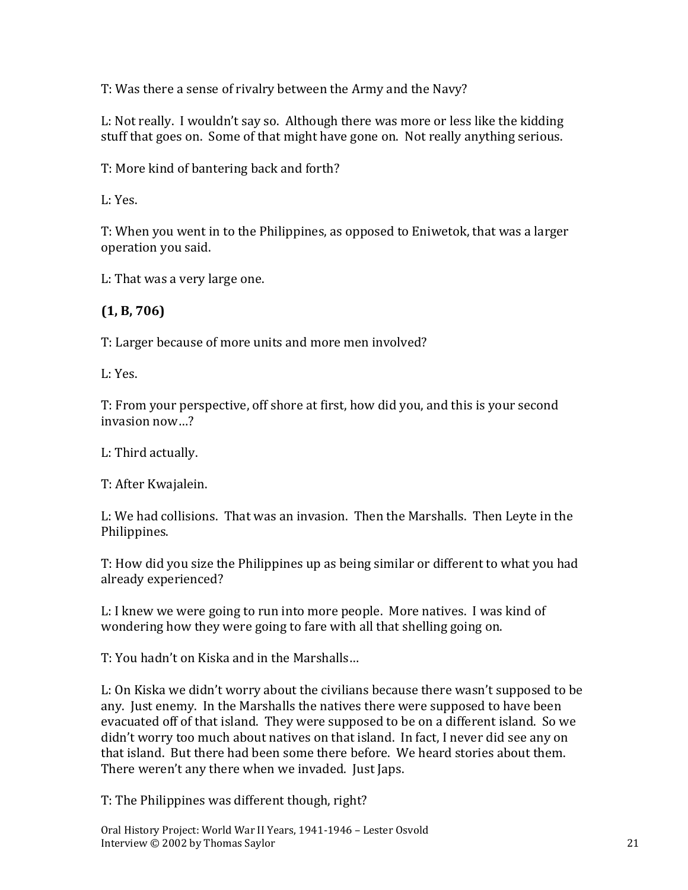T: Was there a sense of rivalry between the Army and the Navy?

L: Not really. I wouldn't say so. Although there was more or less like the kidding stuff that goes on. Some of that might have gone on. Not really anything serious.

T: More kind of bantering back and forth?

L: Yes.

T: When you went in to the Philippines, as opposed to Eniwetok, that was a larger operation you said.

L: That was a very large one.

**(1, B, 706)**

T: Larger because of more units and more men involved?

L: Yes.

T: From your perspective, off shore at first, how did you, and this is your second invasion now…?

L: Third actually.

T: After Kwajalein.

L: We had collisions. That was an invasion. Then the Marshalls. Then Leyte in the Philippines.

T: How did you size the Philippines up as being similar or different to what you had already experienced?

L: I knew we were going to run into more people. More natives. I was kind of wondering how they were going to fare with all that shelling going on.

T: You hadn't on Kiska and in the Marshalls…

L: On Kiska we didn't worry about the civilians because there wasn't supposed to be any. Just enemy. In the Marshalls the natives there were supposed to have been evacuated off of that island. They were supposed to be on a different island. So we didn't worry too much about natives on that island. In fact, I never did see any on that island. But there had been some there before. We heard stories about them. There weren't any there when we invaded. Just Japs.

T: The Philippines was different though, right?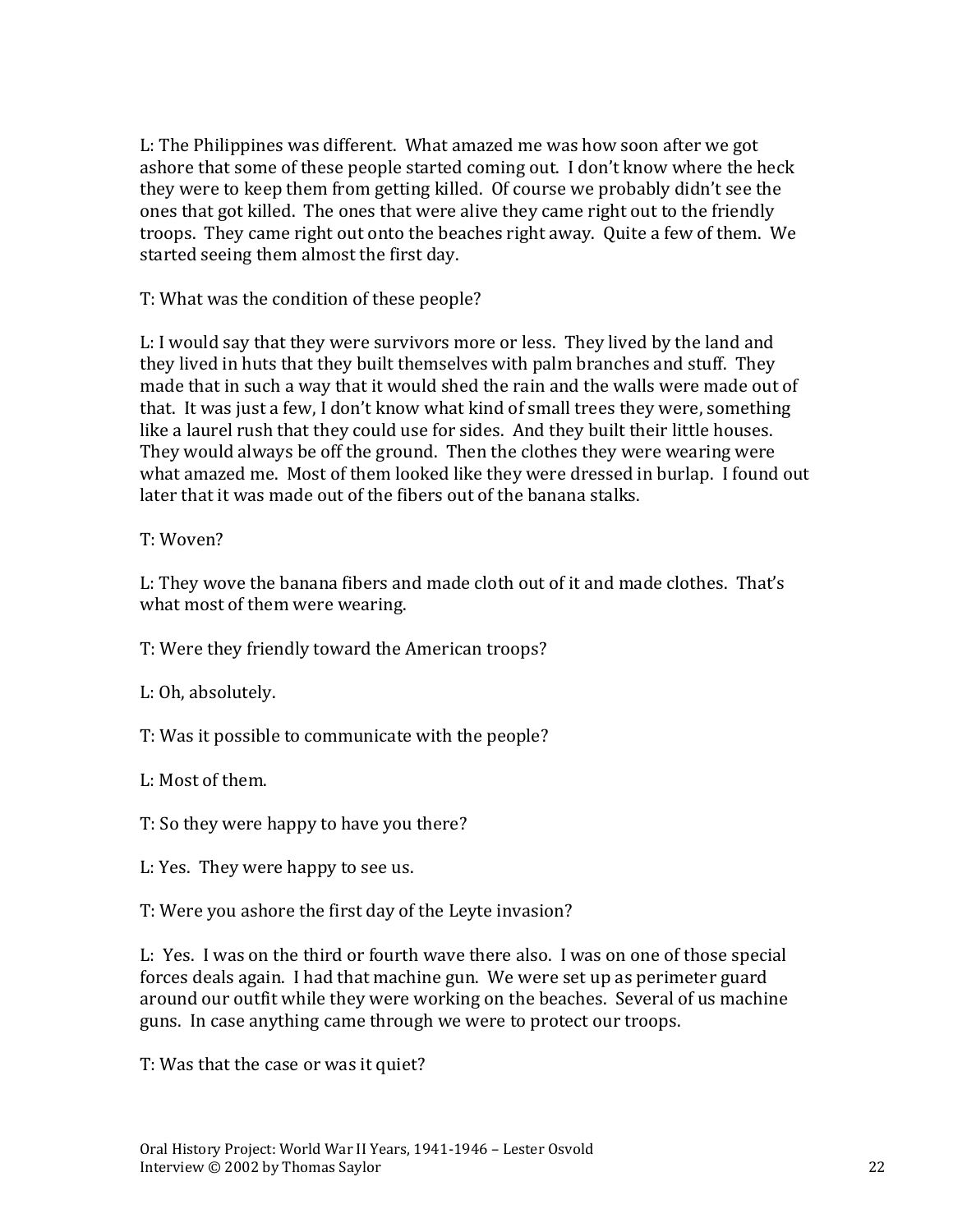L: The Philippines was different. What amazed me was how soon after we got ashore that some of these people started coming out. I don't know where the heck they were to keep them from getting killed. Of course we probably didn't see the ones that got killed. The ones that were alive they came right out to the friendly troops. They came right out onto the beaches right away. Quite a few of them. We started seeing them almost the first day.

T: What was the condition of these people?

L: I would say that they were survivors more or less. They lived by the land and they lived in huts that they built themselves with palm branches and stuff. They made that in such a way that it would shed the rain and the walls were made out of that. It was just a few, I don't know what kind of small trees they were, something like a laurel rush that they could use for sides. And they built their little houses. They would always be off the ground. Then the clothes they were wearing were what amazed me. Most of them looked like they were dressed in burlap. I found out later that it was made out of the fibers out of the banana stalks.

T: Woven?

L: They wove the banana fibers and made cloth out of it and made clothes. That's what most of them were wearing.

T: Were they friendly toward the American troops?

L: Oh, absolutely.

T: Was it possible to communicate with the people?

L: Most of them.

T: So they were happy to have you there?

L: Yes. They were happy to see us.

T: Were you ashore the first day of the Leyte invasion?

L: Yes. I was on the third or fourth wave there also. I was on one of those special forces deals again. I had that machine gun. We were set up as perimeter guard around our outfit while they were working on the beaches. Several of us machine guns. In case anything came through we were to protect our troops.

T: Was that the case or was it quiet?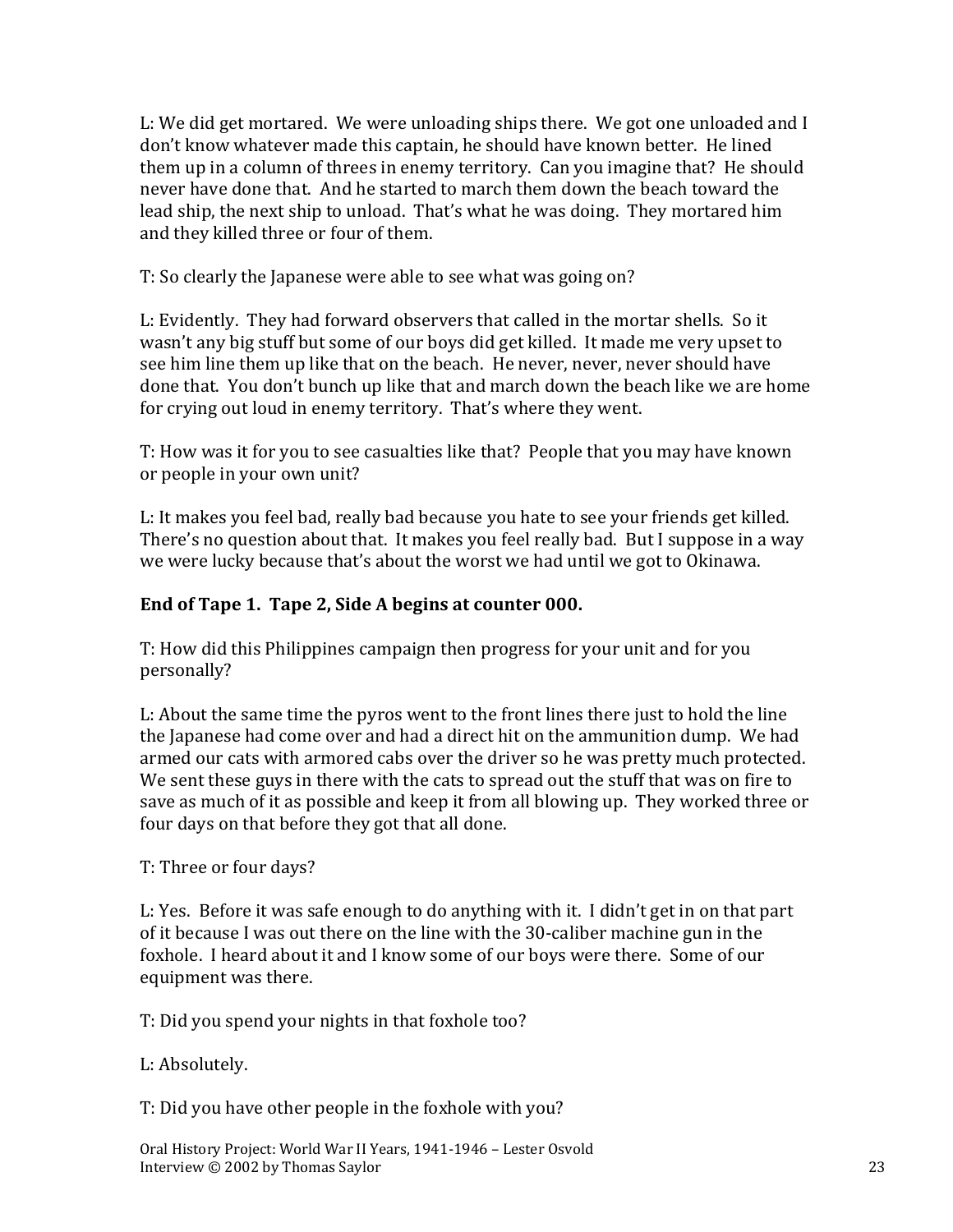L: We did get mortared. We were unloading ships there. We got one unloaded and I don't know whatever made this captain, he should have known better. He lined them up in a column of threes in enemy territory. Can you imagine that? He should never have done that. And he started to march them down the beach toward the lead ship, the next ship to unload. That's what he was doing. They mortared him and they killed three or four of them.

T: So clearly the Japanese were able to see what was going on?

L: Evidently. They had forward observers that called in the mortar shells. So it wasn't any big stuff but some of our boys did get killed. It made me very upset to see him line them up like that on the beach. He never, never, never should have done that. You don't bunch up like that and march down the beach like we are home for crying out loud in enemy territory. That's where they went.

T: How was it for you to see casualties like that? People that you may have known or people in your own unit?

L: It makes you feel bad, really bad because you hate to see your friends get killed. There's no question about that. It makes you feel really bad. But I suppose in a way we were lucky because that's about the worst we had until we got to Okinawa.

**End of Tape 1. Tape 2, Side A begins at counter 000.**

T: How did this Philippines campaign then progress for your unit and for you personally?

L: About the same time the pyros went to the front lines there just to hold the line the Japanese had come over and had a direct hit on the ammunition dump. We had armed our cats with armored cabs over the driver so he was pretty much protected. We sent these guys in there with the cats to spread out the stuff that was on fire to save as much of it as possible and keep it from all blowing up. They worked three or four days on that before they got that all done.

T: Three or four days?

L: Yes. Before it was safe enough to do anything with it. I didn't get in on that part of it because I was out there on the line with the 30-caliber machine gun in the foxhole. I heard about it and I know some of our boys were there. Some of our equipment was there.

T: Did you spend your nights in that foxhole too?

L: Absolutely.

T: Did you have other people in the foxhole with you?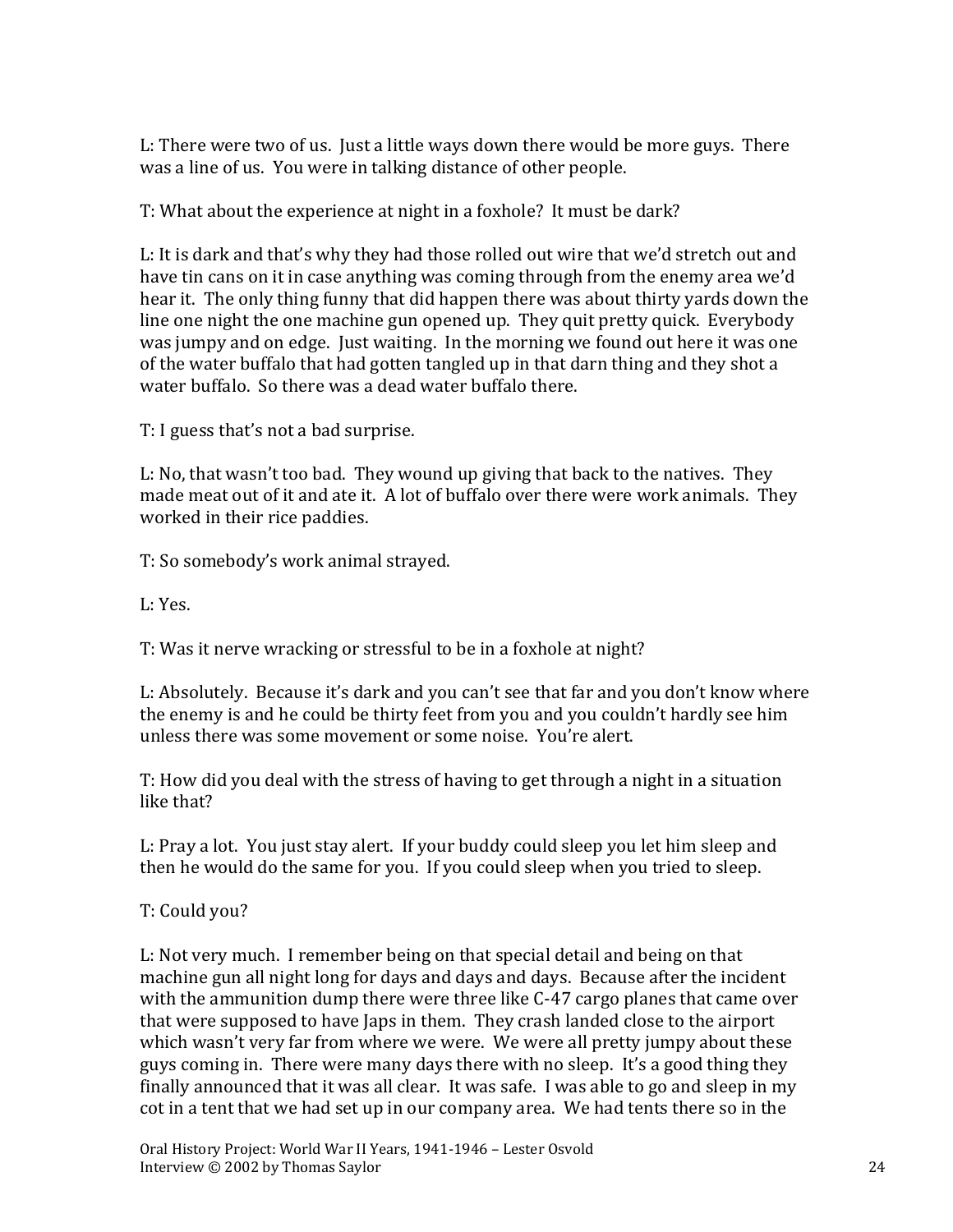L: There were two of us. Just a little ways down there would be more guys. There was a line of us. You were in talking distance of other people.

T: What about the experience at night in a foxhole? It must be dark?

L: It is dark and that's why they had those rolled out wire that we'd stretch out and have tin cans on it in case anything was coming through from the enemy area we'd hear it. The only thing funny that did happen there was about thirty yards down the line one night the one machine gun opened up. They quit pretty quick. Everybody was jumpy and on edge. Just waiting. In the morning we found out here it was one of the water buffalo that had gotten tangled up in that darn thing and they shot a water buffalo. So there was a dead water buffalo there.

T: I guess that's not a bad surprise.

L: No, that wasn't too bad. They wound up giving that back to the natives. They made meat out of it and ate it. A lot of buffalo over there were work animals. They worked in their rice paddies.

T: So somebody's work animal strayed.

L: Yes.

T: Was it nerve wracking or stressful to be in a foxhole at night?

L: Absolutely. Because it's dark and you can't see that far and you don't know where the enemy is and he could be thirty feet from you and you couldn't hardly see him unless there was some movement or some noise. You're alert.

T: How did you deal with the stress of having to get through a night in a situation like that?

L: Pray a lot. You just stay alert. If your buddy could sleep you let him sleep and then he would do the same for you. If you could sleep when you tried to sleep.

T: Could you?

L: Not very much. I remember being on that special detail and being on that machine gun all night long for days and days and days. Because after the incident with the ammunition dump there were three like C-47 cargo planes that came over that were supposed to have Japs in them. They crash landed close to the airport which wasn't very far from where we were. We were all pretty jumpy about these guys coming in. There were many days there with no sleep. It's a good thing they finally announced that it was all clear. It was safe. I was able to go and sleep in my cot in a tent that we had set up in our company area. We had tents there so in the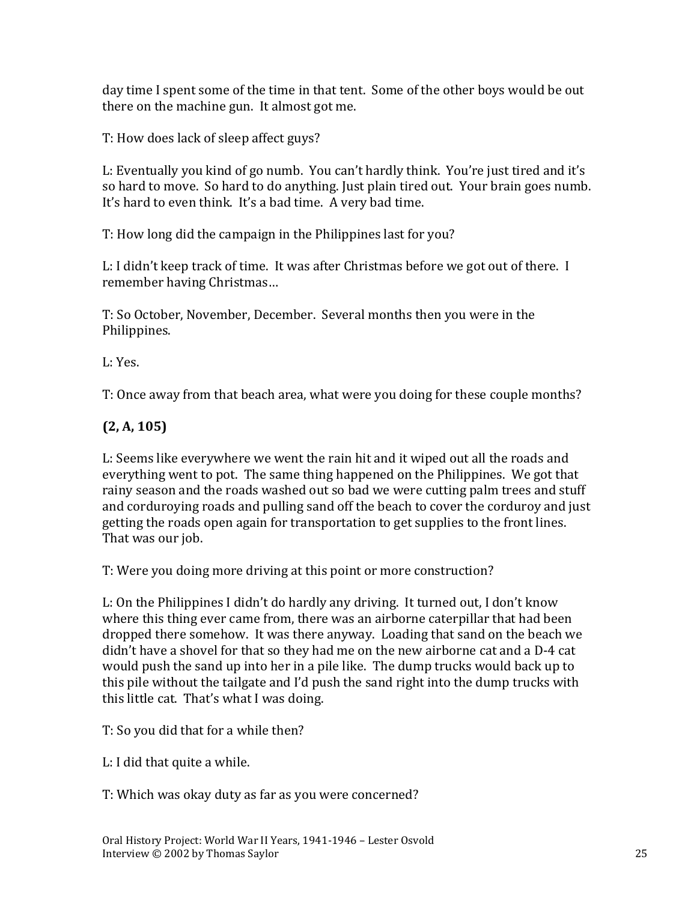day time I spent some of the time in that tent. Some of the other boys would be out there on the machine gun. It almost got me.

T: How does lack of sleep affect guys?

L: Eventually you kind of go numb. You can't hardly think. You're just tired and it's so hard to move. So hard to do anything. Just plain tired out. Your brain goes numb. It's hard to even think. It's a bad time. A very bad time.

T: How long did the campaign in the Philippines last for you?

L: I didn't keep track of time. It was after Christmas before we got out of there. I remember having Christmas…

T: So October, November, December. Several months then you were in the Philippines.

L: Yes.

T: Once away from that beach area, what were you doing for these couple months?

**(2, A, 105)**

L: Seems like everywhere we went the rain hit and it wiped out all the roads and everything went to pot. The same thing happened on the Philippines. We got that rainy season and the roads washed out so bad we were cutting palm trees and stuff and corduroying roads and pulling sand off the beach to cover the corduroy and just getting the roads open again for transportation to get supplies to the front lines. That was our job.

T: Were you doing more driving at this point or more construction?

L: On the Philippines I didn't do hardly any driving. It turned out, I don't know where this thing ever came from, there was an airborne caterpillar that had been dropped there somehow. It was there anyway. Loading that sand on the beach we didn't have a shovel for that so they had me on the new airborne cat and a D-4 cat would push the sand up into her in a pile like. The dump trucks would back up to this pile without the tailgate and I'd push the sand right into the dump trucks with this little cat. That's what I was doing.

T: So you did that for a while then?

L: I did that quite a while.

T: Which was okay duty as far as you were concerned?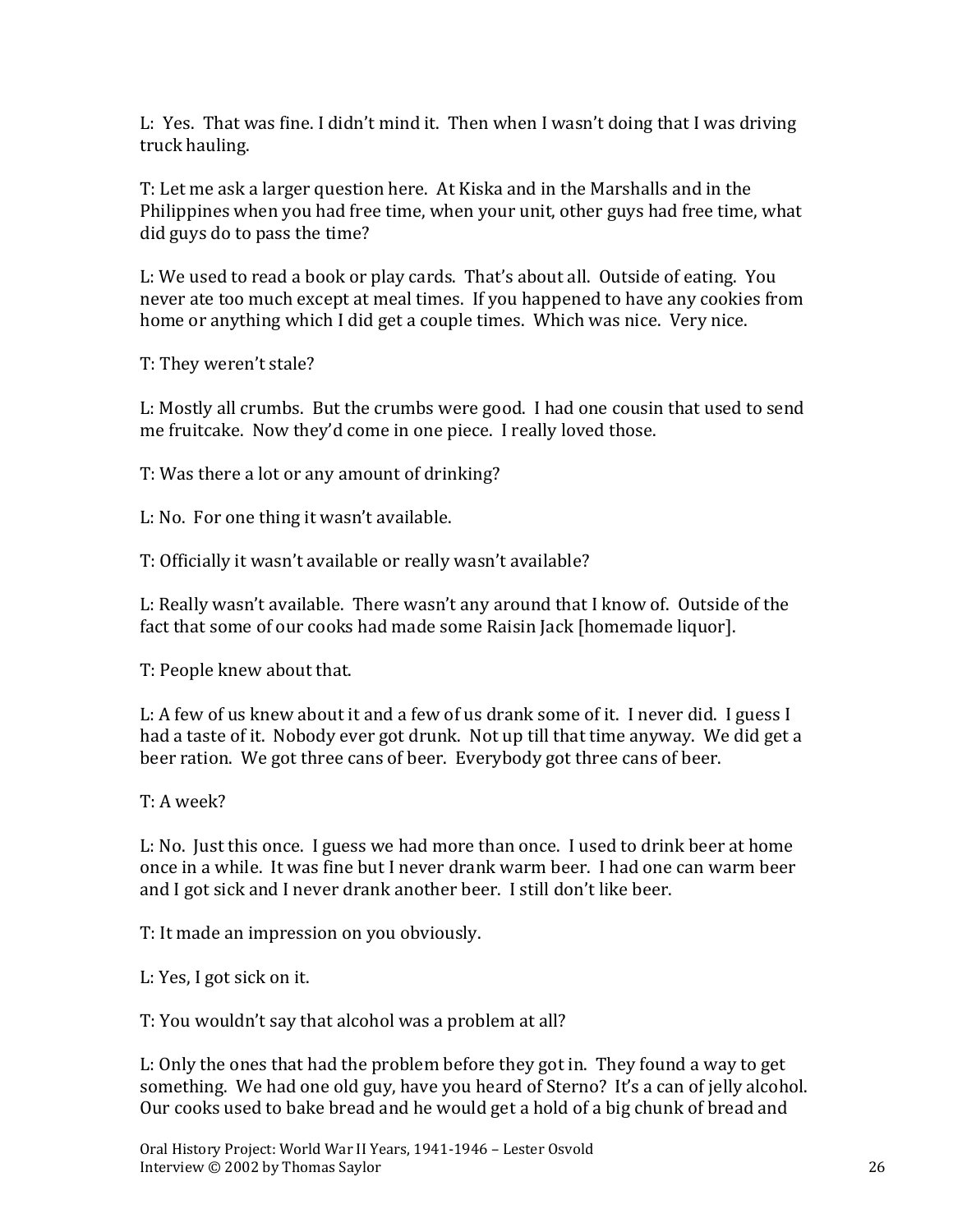L: Yes. That was fine. I didn't mind it. Then when I wasn't doing that I was driving truck hauling.

T: Let me ask a larger question here. At Kiska and in the Marshalls and in the Philippines when you had free time, when your unit, other guys had free time, what did guys do to pass the time?

L: We used to read a book or play cards. That's about all. Outside of eating. You never ate too much except at meal times. If you happened to have any cookies from home or anything which I did get a couple times. Which was nice. Very nice.

T: They weren't stale?

L: Mostly all crumbs. But the crumbs were good. I had one cousin that used to send me fruitcake. Now they'd come in one piece. I really loved those.

T: Was there a lot or any amount of drinking?

L: No. For one thing it wasn't available.

T: Officially it wasn't available or really wasn't available?

L: Really wasn't available. There wasn't any around that I know of. Outside of the fact that some of our cooks had made some Raisin Jack [homemade liquor].

T: People knew about that.

L: A few of us knew about it and a few of us drank some of it. I never did. I guess I had a taste of it. Nobody ever got drunk. Not up till that time anyway. We did get a beer ration. We got three cans of beer. Everybody got three cans of beer.

T: A week?

L: No. Just this once. I guess we had more than once. I used to drink beer at home once in a while. It was fine but I never drank warm beer. I had one can warm beer and I got sick and I never drank another beer. I still don't like beer.

T: It made an impression on you obviously.

L: Yes, I got sick on it.

T: You wouldn't say that alcohol was a problem at all?

L: Only the ones that had the problem before they got in. They found a way to get something. We had one old guy, have you heard of Sterno? It's a can of jelly alcohol. Our cooks used to bake bread and he would get a hold of a big chunk of bread and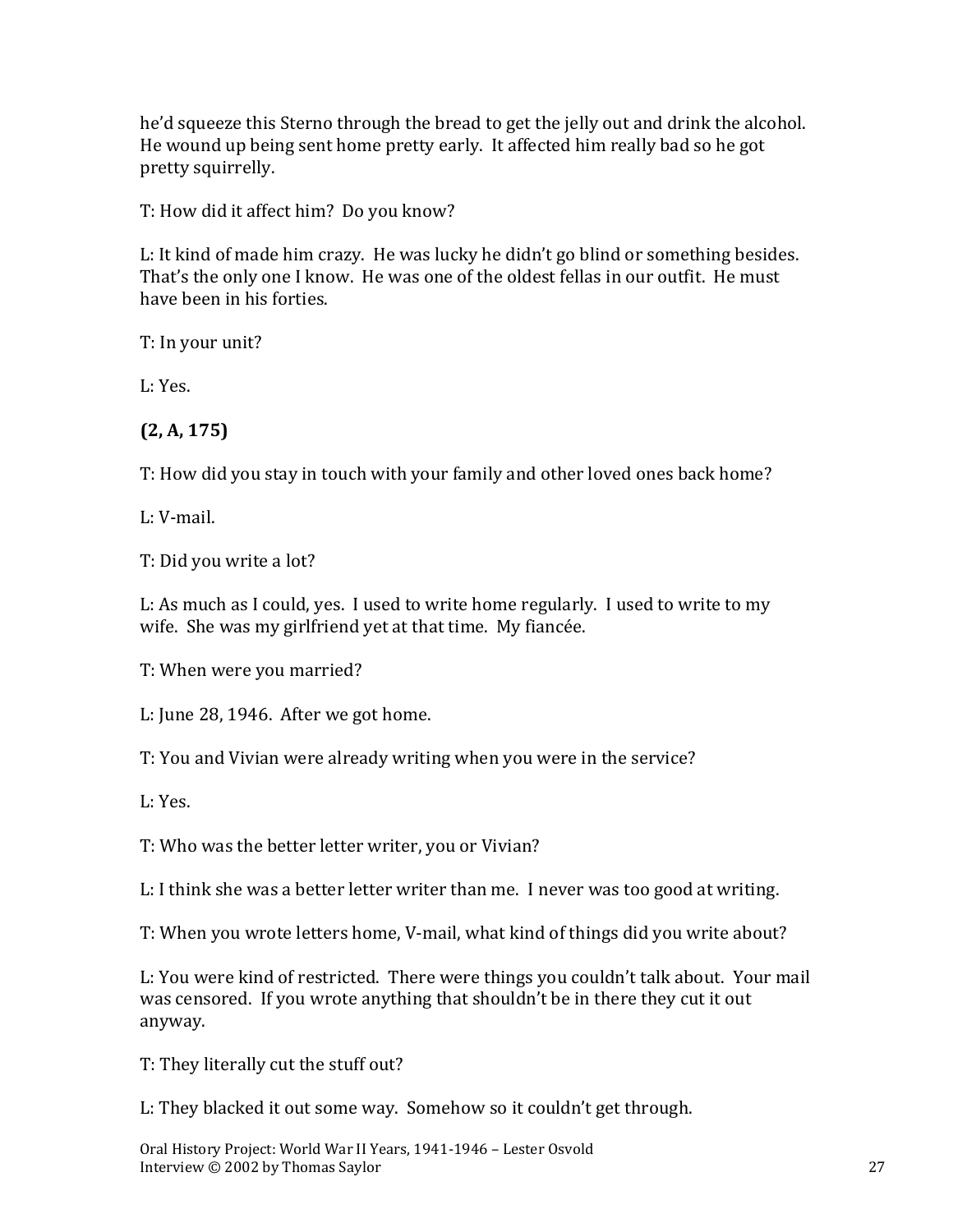he'd squeeze this Sterno through the bread to get the jelly out and drink the alcohol. He wound up being sent home pretty early. It affected him really bad so he got pretty squirrelly.

T: How did it affect him? Do you know?

L: It kind of made him crazy. He was lucky he didn't go blind or something besides. That's the only one I know. He was one of the oldest fellas in our outfit. He must have been in his forties.

T: In your unit?

L: Yes.

**(2, A, 175)**

T: How did you stay in touch with your family and other loved ones back home?

L: V-mail.

T: Did you write a lot?

L: As much as I could, yes. I used to write home regularly. I used to write to my wife. She was my girlfriend yet at that time. My fiancée.

T: When were you married?

L: June 28, 1946. After we got home.

T: You and Vivian were already writing when you were in the service?

L: Yes.

T: Who was the better letter writer, you or Vivian?

L: I think she was a better letter writer than me. I never was too good at writing.

T: When you wrote letters home, V-mail, what kind of things did you write about?

L: You were kind of restricted. There were things you couldn't talk about. Your mail was censored. If you wrote anything that shouldn't be in there they cut it out anyway.

T: They literally cut the stuff out?

L: They blacked it out some way. Somehow so it couldn't get through.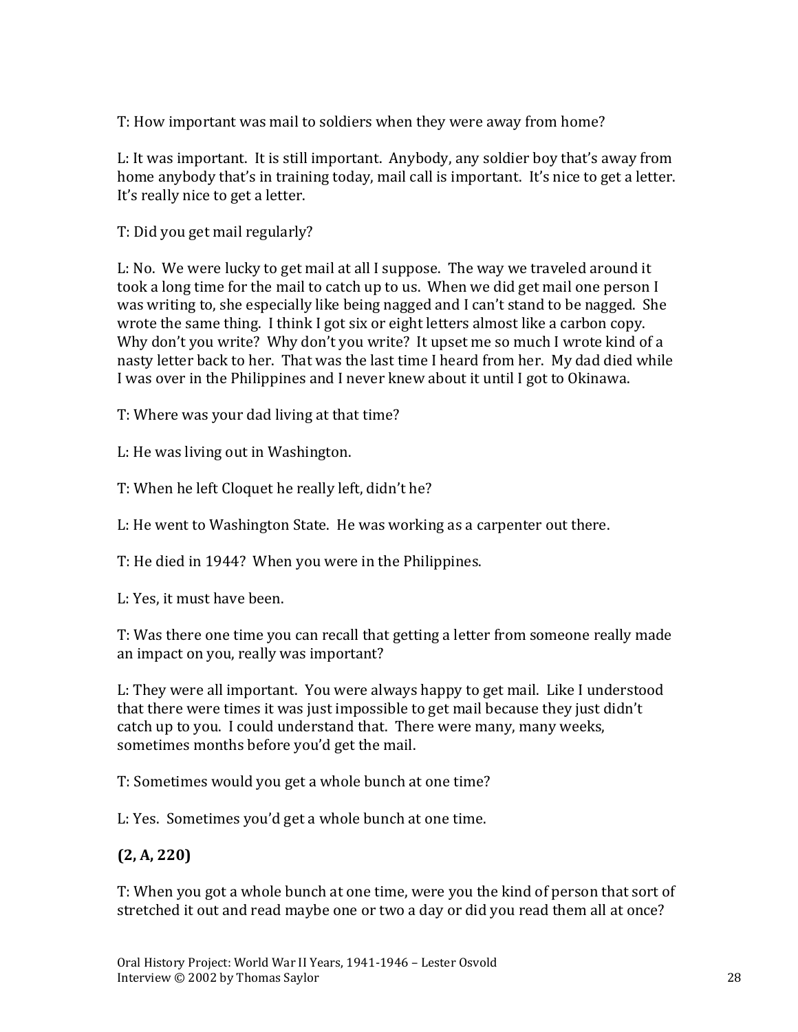T: How important was mail to soldiers when they were away from home?

L: It was important. It is still important. Anybody, any soldier boy that's away from home anybody that's in training today, mail call is important. It's nice to get a letter. It's really nice to get a letter.

T: Did you get mail regularly?

L: No. We were lucky to get mail at all I suppose. The way we traveled around it took a long time for the mail to catch up to us. When we did get mail one person I was writing to, she especially like being nagged and I can't stand to be nagged. She wrote the same thing. I think I got six or eight letters almost like a carbon copy. Why don't you write? Why don't you write? It upset me so much I wrote kind of a nasty letter back to her. That was the last time I heard from her. My dad died while I was over in the Philippines and I never knew about it until I got to Okinawa.

T: Where was your dad living at that time?

L: He was living out in Washington.

T: When he left Cloquet he really left, didn't he?

L: He went to Washington State. He was working as a carpenter out there.

T: He died in 1944? When you were in the Philippines.

L: Yes, it must have been.

T: Was there one time you can recall that getting a letter from someone really made an impact on you, really was important?

L: They were all important. You were always happy to get mail. Like I understood that there were times it was just impossible to get mail because they just didn't catch up to you. I could understand that. There were many, many weeks, sometimes months before you'd get the mail.

T: Sometimes would you get a whole bunch at one time?

L: Yes. Sometimes you'd get a whole bunch at one time.

**(2, A, 220)**

T: When you got a whole bunch at one time, were you the kind of person that sort of stretched it out and read maybe one or two a day or did you read them all at once?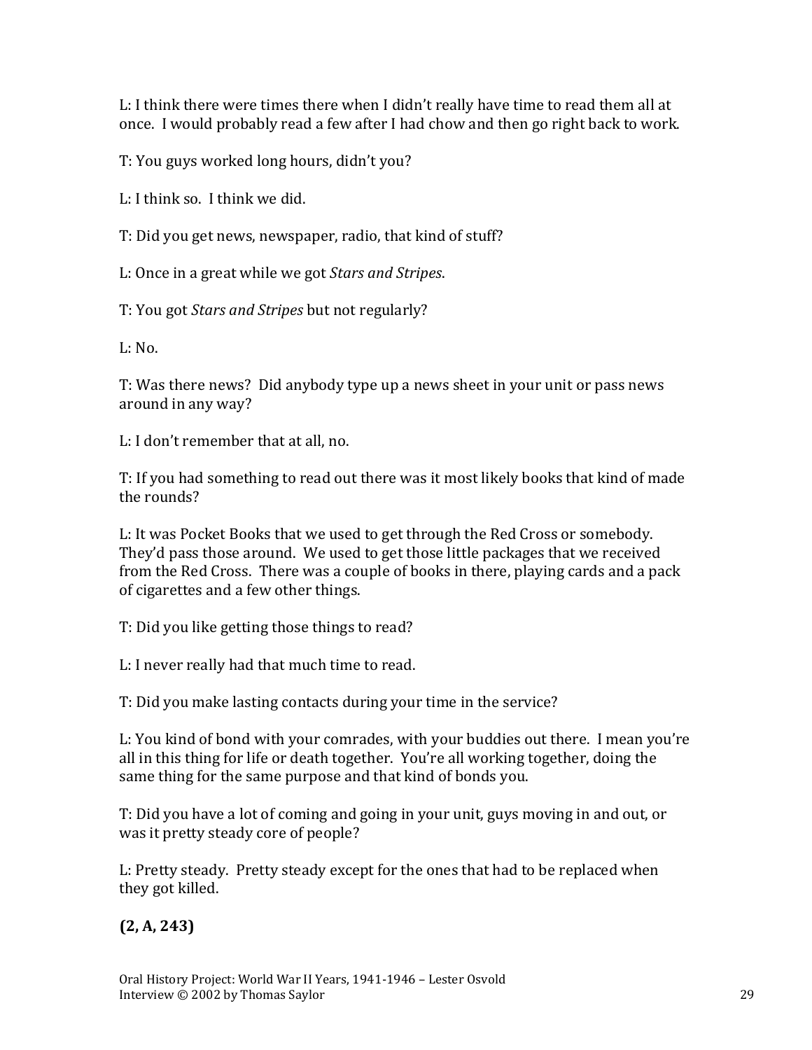L: I think there were times there when I didn't really have time to read them all at once. I would probably read a few after I had chow and then go right back to work.

T: You guys worked long hours, didn't you?

L: I think so. I think we did.

T: Did you get news, newspaper, radio, that kind of stuff?

L: Once in a great while we got *Stars and Stripes*.

T: You got *Stars and Stripes* but not regularly?

L: No.

T: Was there news? Did anybody type up a news sheet in your unit or pass news around in any way?

L: I don't remember that at all, no.

T: If you had something to read out there was it most likely books that kind of made the rounds?

L: It was Pocket Books that we used to get through the Red Cross or somebody. They'd pass those around. We used to get those little packages that we received from the Red Cross. There was a couple of books in there, playing cards and a pack of cigarettes and a few other things.

T: Did you like getting those things to read?

L: I never really had that much time to read.

T: Did you make lasting contacts during your time in the service?

L: You kind of bond with your comrades, with your buddies out there. I mean you're all in this thing for life or death together. You're all working together, doing the same thing for the same purpose and that kind of bonds you.

T: Did you have a lot of coming and going in your unit, guys moving in and out, or was it pretty steady core of people?

L: Pretty steady. Pretty steady except for the ones that had to be replaced when they got killed.

**(2, A, 243)**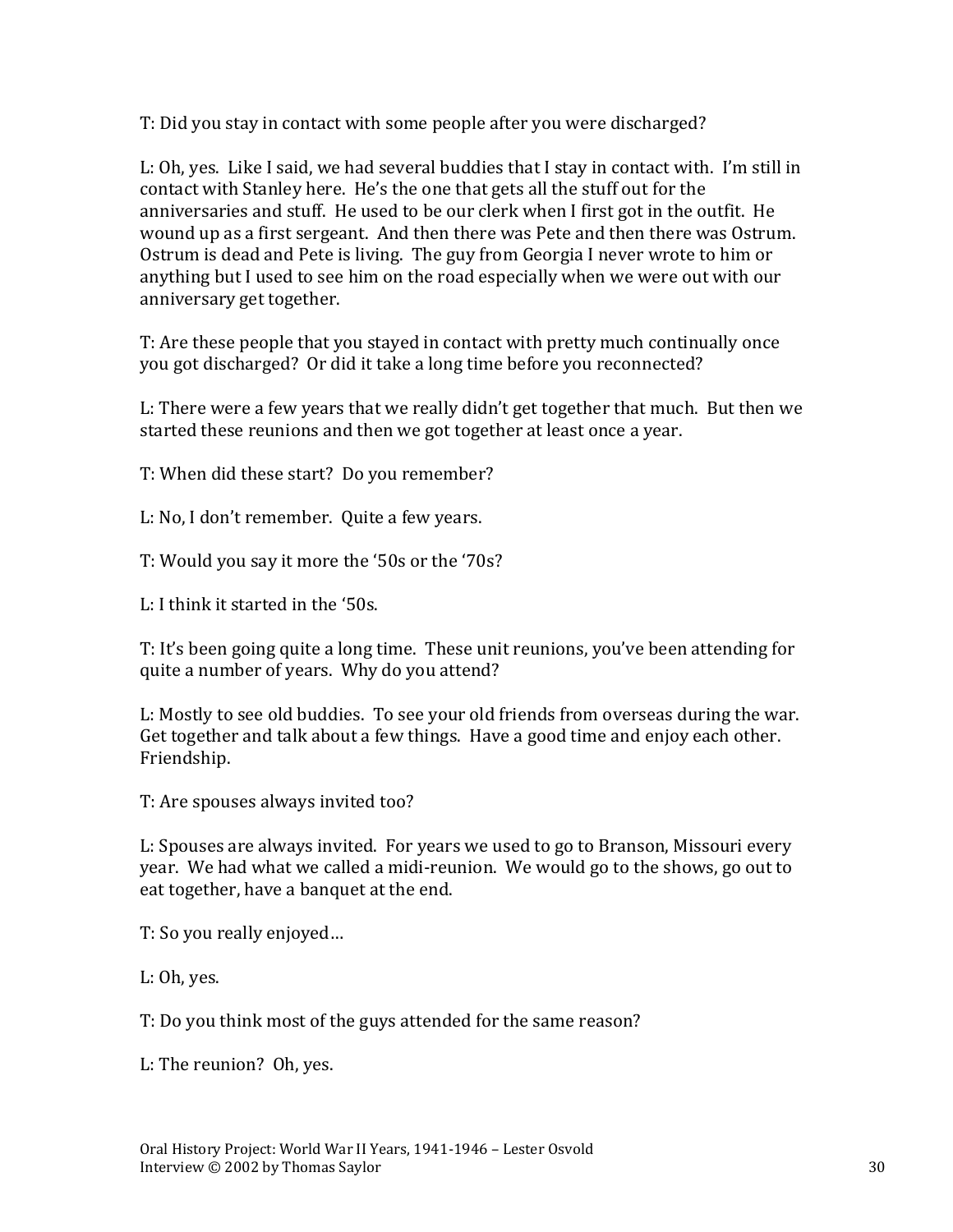T: Did you stay in contact with some people after you were discharged?

L: Oh, yes. Like I said, we had several buddies that I stay in contact with. I'm still in contact with Stanley here. He's the one that gets all the stuff out for the anniversaries and stuff. He used to be our clerk when I first got in the outfit. He wound up as a first sergeant. And then there was Pete and then there was Ostrum. Ostrum is dead and Pete is living. The guy from Georgia I never wrote to him or anything but I used to see him on the road especially when we were out with our anniversary get together.

T: Are these people that you stayed in contact with pretty much continually once you got discharged? Or did it take a long time before you reconnected?

L: There were a few years that we really didn't get together that much. But then we started these reunions and then we got together at least once a year.

T: When did these start? Do you remember?

L: No, I don't remember. Quite a few years.

T: Would you say it more the '50s or the '70s?

L: I think it started in the '50s.

T: It's been going quite a long time. These unit reunions, you've been attending for quite a number of years. Why do you attend?

L: Mostly to see old buddies. To see your old friends from overseas during the war. Get together and talk about a few things. Have a good time and enjoy each other. Friendship.

T: Are spouses always invited too?

L: Spouses are always invited. For years we used to go to Branson, Missouri every year. We had what we called a midi-reunion. We would go to the shows, go out to eat together, have a banquet at the end.

T: So you really enjoyed…

L: Oh, yes.

T: Do you think most of the guys attended for the same reason?

L: The reunion? Oh, yes.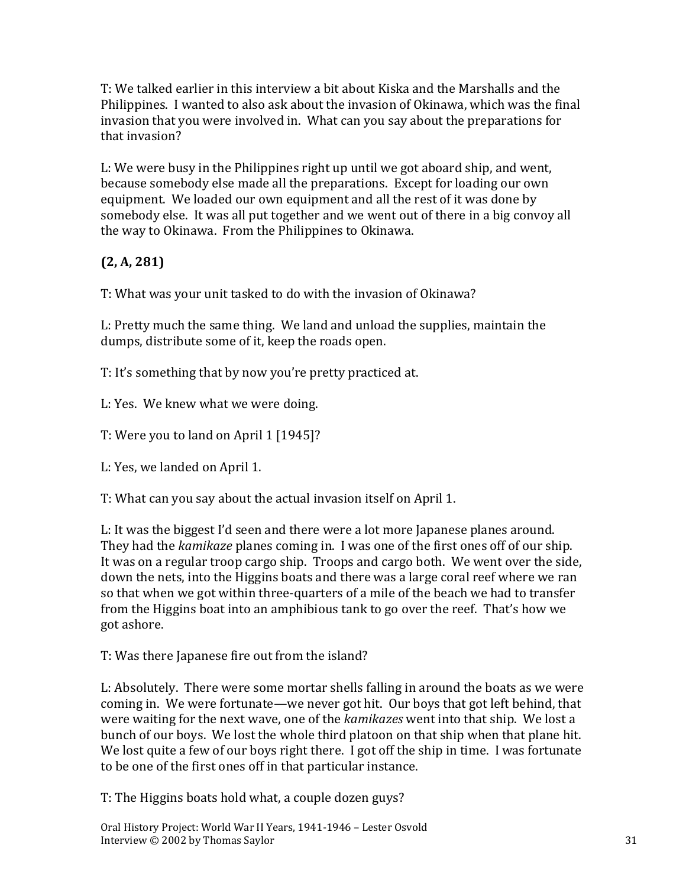T: We talked earlier in this interview a bit about Kiska and the Marshalls and the Philippines. I wanted to also ask about the invasion of Okinawa, which was the final invasion that you were involved in. What can you say about the preparations for that invasion?

L: We were busy in the Philippines right up until we got aboard ship, and went, because somebody else made all the preparations. Except for loading our own equipment. We loaded our own equipment and all the rest of it was done by somebody else. It was all put together and we went out of there in a big convoy all the way to Okinawa. From the Philippines to Okinawa.

**(2, A, 281)**

T: What was your unit tasked to do with the invasion of Okinawa?

L: Pretty much the same thing. We land and unload the supplies, maintain the dumps, distribute some of it, keep the roads open.

T: It's something that by now you're pretty practiced at.

L: Yes. We knew what we were doing.

T: Were you to land on April 1 [1945]?

L: Yes, we landed on April 1.

T: What can you say about the actual invasion itself on April 1.

L: It was the biggest I'd seen and there were a lot more Japanese planes around. They had the *kamikaze* planes coming in. I was one of the first ones off of our ship. It was on a regular troop cargo ship. Troops and cargo both. We went over the side, down the nets, into the Higgins boats and there was a large coral reef where we ran so that when we got within three-quarters of a mile of the beach we had to transfer from the Higgins boat into an amphibious tank to go over the reef. That's how we got ashore.

T: Was there Japanese fire out from the island?

L: Absolutely. There were some mortar shells falling in around the boats as we were coming in. We were fortunate—we never got hit. Our boys that got left behind, that were waiting for the next wave, one of the *kamikazes* went into that ship. We lost a bunch of our boys. We lost the whole third platoon on that ship when that plane hit. We lost quite a few of our boys right there. I got off the ship in time. I was fortunate to be one of the first ones off in that particular instance.

T: The Higgins boats hold what, a couple dozen guys?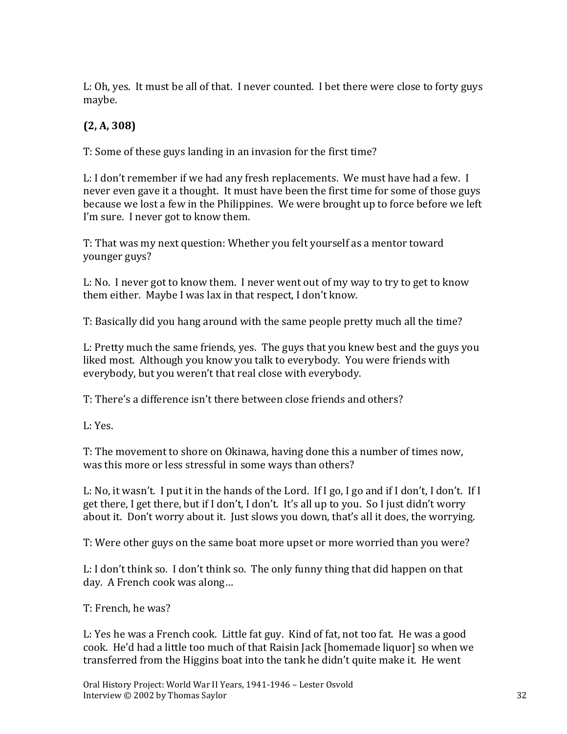L: Oh, yes. It must be all of that. I never counted. I bet there were close to forty guys maybe.

**(2, A, 308)**

T: Some of these guys landing in an invasion for the first time?

L: I don't remember if we had any fresh replacements. We must have had a few. I never even gave it a thought. It must have been the first time for some of those guys because we lost a few in the Philippines. We were brought up to force before we left I'm sure. I never got to know them.

T: That was my next question: Whether you felt yourself as a mentor toward younger guys?

L: No. I never got to know them. I never went out of my way to try to get to know them either. Maybe I was lax in that respect, I don't know.

T: Basically did you hang around with the same people pretty much all the time?

L: Pretty much the same friends, yes. The guys that you knew best and the guys you liked most. Although you know you talk to everybody. You were friends with everybody, but you weren't that real close with everybody.

T: There's a difference isn't there between close friends and others?

L: Yes.

T: The movement to shore on Okinawa, having done this a number of times now, was this more or less stressful in some ways than others?

L: No, it wasn't. I put it in the hands of the Lord. If I go, I go and if I don't, I don't. If I get there, I get there, but if I don't, I don't. It's all up to you. So I just didn't worry about it. Don't worry about it. Just slows you down, that's all it does, the worrying.

T: Were other guys on the same boat more upset or more worried than you were?

L: I don't think so. I don't think so. The only funny thing that did happen on that day. A French cook was along…

T: French, he was?

L: Yes he was a French cook. Little fat guy. Kind of fat, not too fat. He was a good cook. He'd had a little too much of that Raisin Jack [homemade liquor] so when we transferred from the Higgins boat into the tank he didn't quite make it. He went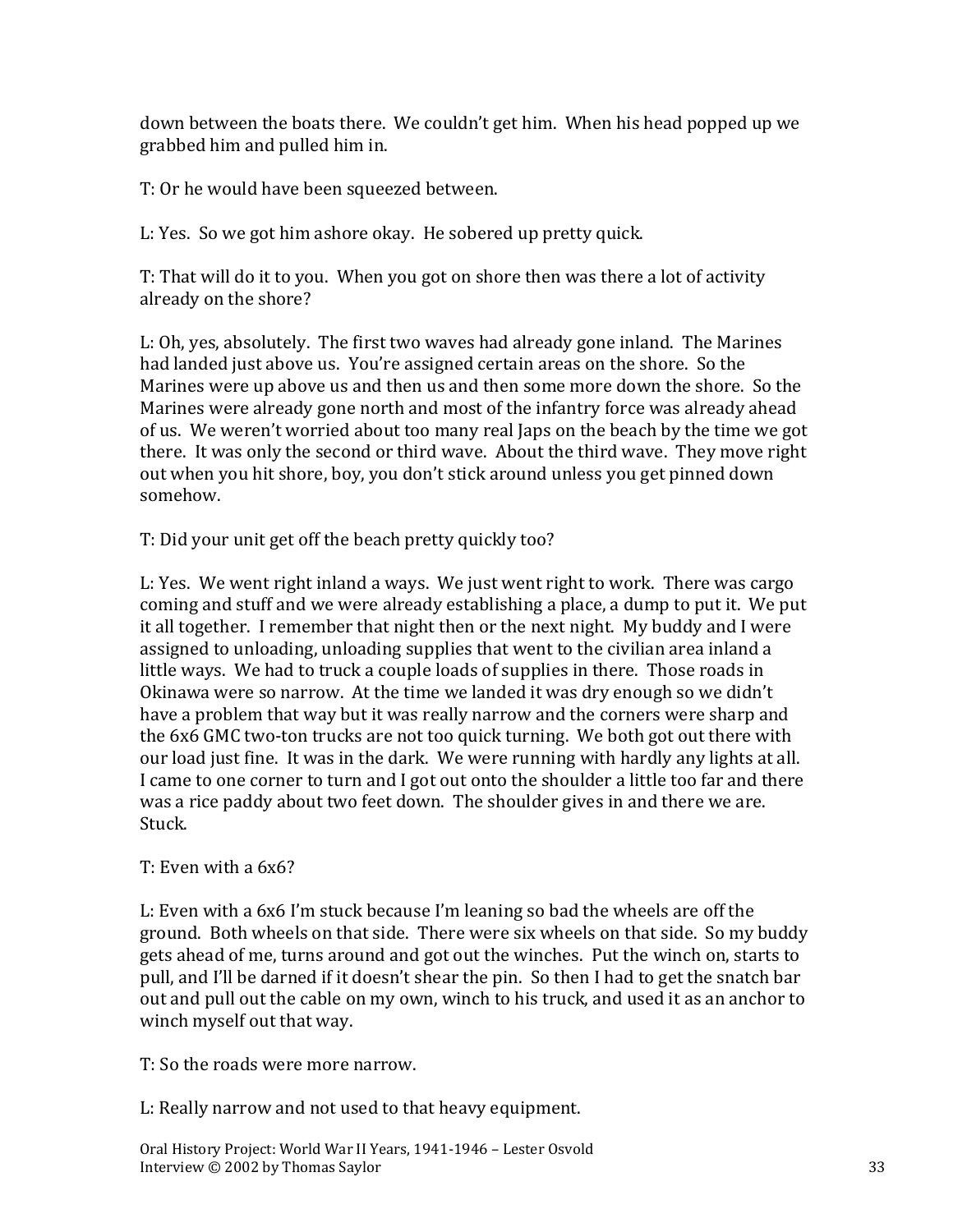down between the boats there. We couldn't get him. When his head popped up we grabbed him and pulled him in.

T: Or he would have been squeezed between.

L: Yes. So we got him ashore okay. He sobered up pretty quick.

T: That will do it to you. When you got on shore then was there a lot of activity already on the shore?

L: Oh, yes, absolutely. The first two waves had already gone inland. The Marines had landed just above us. You're assigned certain areas on the shore. So the Marines were up above us and then us and then some more down the shore. So the Marines were already gone north and most of the infantry force was already ahead of us. We weren't worried about too many real Japs on the beach by the time we got there. It was only the second or third wave. About the third wave. They move right out when you hit shore, boy, you don't stick around unless you get pinned down somehow.

T: Did your unit get off the beach pretty quickly too?

L: Yes. We went right inland a ways. We just went right to work. There was cargo coming and stuff and we were already establishing a place, a dump to put it. We put it all together. I remember that night then or the next night. My buddy and I were assigned to unloading, unloading supplies that went to the civilian area inland a little ways. We had to truck a couple loads of supplies in there. Those roads in Okinawa were so narrow. At the time we landed it was dry enough so we didn't have a problem that way but it was really narrow and the corners were sharp and the 6x6 GMC two-ton trucks are not too quick turning. We both got out there with our load just fine. It was in the dark. We were running with hardly any lights at all. I came to one corner to turn and I got out onto the shoulder a little too far and there was a rice paddy about two feet down. The shoulder gives in and there we are. Stuck.

T: Even with a 6x6?

L: Even with a 6x6 I'm stuck because I'm leaning so bad the wheels are off the ground. Both wheels on that side. There were six wheels on that side. So my buddy gets ahead of me, turns around and got out the winches. Put the winch on, starts to pull, and I'll be darned if it doesn't shear the pin. So then I had to get the snatch bar out and pull out the cable on my own, winch to his truck, and used it as an anchor to winch myself out that way.

T: So the roads were more narrow.

L: Really narrow and not used to that heavy equipment.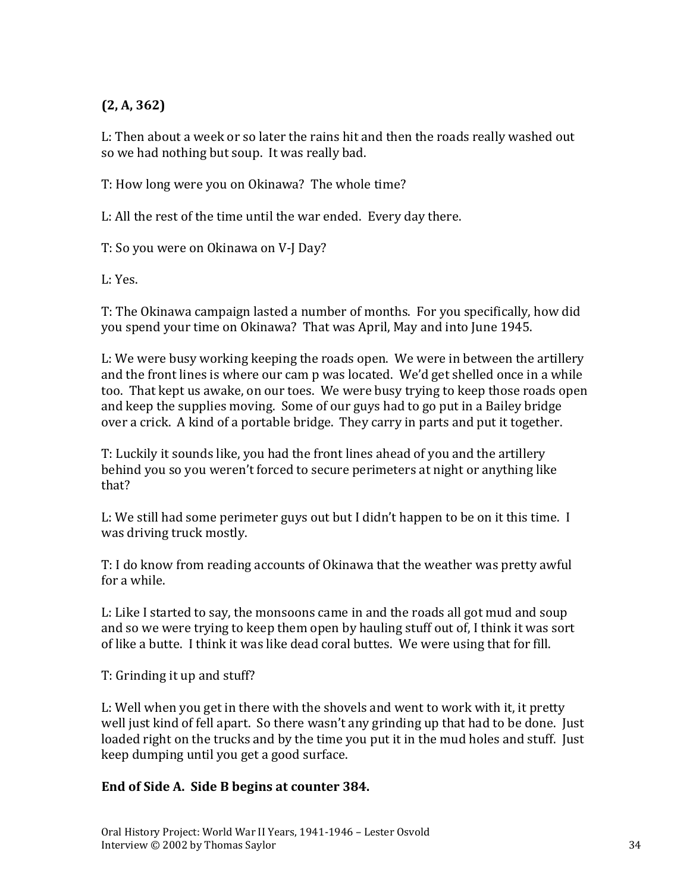**(2, A, 362)**

L: Then about a week or so later the rains hit and then the roads really washed out so we had nothing but soup. It was really bad.

T: How long were you on Okinawa? The whole time?

L: All the rest of the time until the war ended. Every day there.

T: So you were on Okinawa on V-J Day?

L: Yes.

T: The Okinawa campaign lasted a number of months. For you specifically, how did you spend your time on Okinawa? That was April, May and into June 1945.

L: We were busy working keeping the roads open. We were in between the artillery and the front lines is where our cam p was located. We'd get shelled once in a while too. That kept us awake, on our toes. We were busy trying to keep those roads open and keep the supplies moving. Some of our guys had to go put in a Bailey bridge over a crick. A kind of a portable bridge. They carry in parts and put it together.

T: Luckily it sounds like, you had the front lines ahead of you and the artillery behind you so you weren't forced to secure perimeters at night or anything like that?

L: We still had some perimeter guys out but I didn't happen to be on it this time. I was driving truck mostly.

T: I do know from reading accounts of Okinawa that the weather was pretty awful for a while.

L: Like I started to say, the monsoons came in and the roads all got mud and soup and so we were trying to keep them open by hauling stuff out of, I think it was sort of like a butte. I think it was like dead coral buttes. We were using that for fill.

T: Grinding it up and stuff?

L: Well when you get in there with the shovels and went to work with it, it pretty well just kind of fell apart. So there wasn't any grinding up that had to be done. Just loaded right on the trucks and by the time you put it in the mud holes and stuff. Just keep dumping until you get a good surface.

**End of Side A. Side B begins at counter 384.**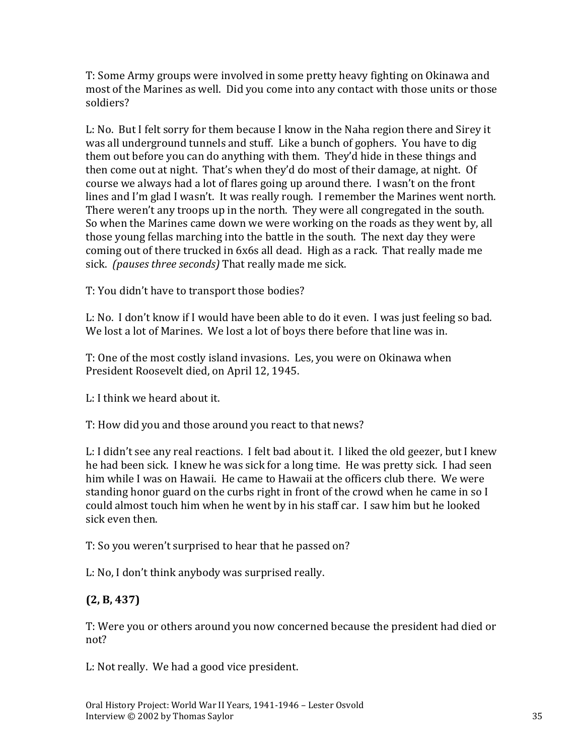T: Some Army groups were involved in some pretty heavy fighting on Okinawa and most of the Marines as well. Did you come into any contact with those units or those soldiers?

L: No. But I felt sorry for them because I know in the Naha region there and Sirey it was all underground tunnels and stuff. Like a bunch of gophers. You have to dig them out before you can do anything with them. They'd hide in these things and then come out at night. That's when they'd do most of their damage, at night. Of course we always had a lot of flares going up around there. I wasn't on the front lines and I'm glad I wasn't. It was really rough. I remember the Marines went north. There weren't any troops up in the north. They were all congregated in the south. So when the Marines came down we were working on the roads as they went by, all those young fellas marching into the battle in the south. The next day they were coming out of there trucked in 6x6s all dead. High as a rack. That really made me sick. *(pauses three seconds)* That really made me sick.

T: You didn't have to transport those bodies?

L: No. I don't know if I would have been able to do it even. I was just feeling so bad. We lost a lot of Marines. We lost a lot of boys there before that line was in.

T: One of the most costly island invasions. Les, you were on Okinawa when President Roosevelt died, on April 12, 1945.

L: I think we heard about it.

T: How did you and those around you react to that news?

L: I didn't see any real reactions. I felt bad about it. I liked the old geezer, but I knew he had been sick. I knew he was sick for a long time. He was pretty sick. I had seen him while I was on Hawaii. He came to Hawaii at the officers club there. We were standing honor guard on the curbs right in front of the crowd when he came in so I could almost touch him when he went by in his staff car. I saw him but he looked sick even then.

T: So you weren't surprised to hear that he passed on?

L: No, I don't think anybody was surprised really.

**(2, B, 437)**

T: Were you or others around you now concerned because the president had died or not?

L: Not really. We had a good vice president.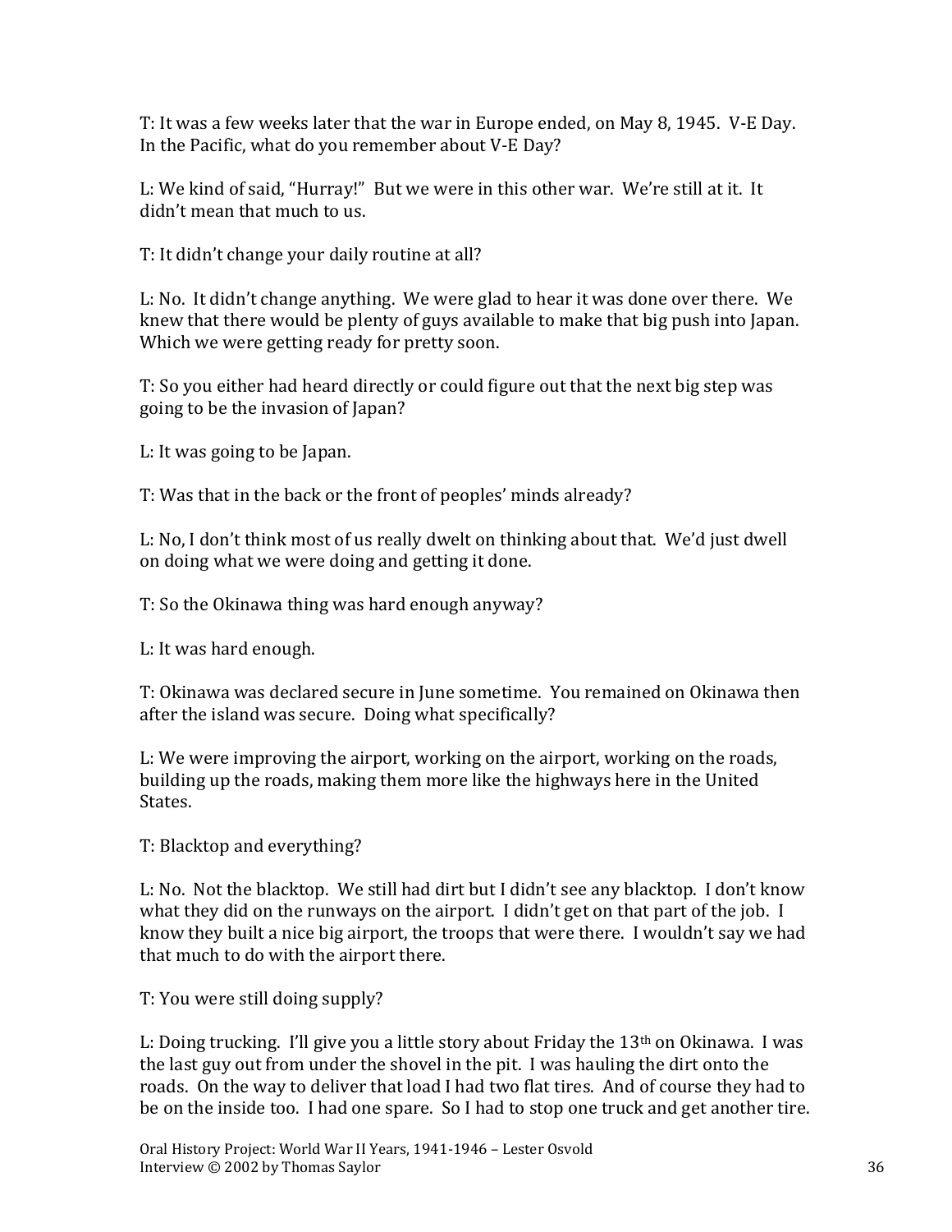T: It was a few weeks later that the war in Europe ended, on May 8, 1945. V-E Day. In the Pacific, what do you remember about V-E Day?

L: We kind of said, "Hurray!" But we were in this other war. We're still at it. It didn't mean that much to us.

T: It didn't change your daily routine at all?

L: No. It didn't change anything. We were glad to hear it was done over there. We knew that there would be plenty of guys available to make that big push into Japan. Which we were getting ready for pretty soon.

T: So you either had heard directly or could figure out that the next big step was going to be the invasion of Japan?

L: It was going to be Japan.

T: Was that in the back or the front of peoples' minds already?

L: No, I don't think most of us really dwelt on thinking about that. We'd just dwell on doing what we were doing and getting it done.

T: So the Okinawa thing was hard enough anyway?

L: It was hard enough.

T: Okinawa was declared secure in June sometime. You remained on Okinawa then after the island was secure. Doing what specifically?

L: We were improving the airport, working on the airport, working on the roads, building up the roads, making them more like the highways here in the United States.

T: Blacktop and everything?

L: No. Not the blacktop. We still had dirt but I didn't see any blacktop. I don't know what they did on the runways on the airport. I didn't get on that part of the job. I know they built a nice big airport, the troops that were there. I wouldn't say we had that much to do with the airport there.

T: You were still doing supply?

L: Doing trucking. I'll give you a little story about Friday the 13th on Okinawa. I was the last guy out from under the shovel in the pit. I was hauling the dirt onto the roads. On the way to deliver that load I had two flat tires. And of course they had to be on the inside too. I had one spare. So I had to stop one truck and get another tire.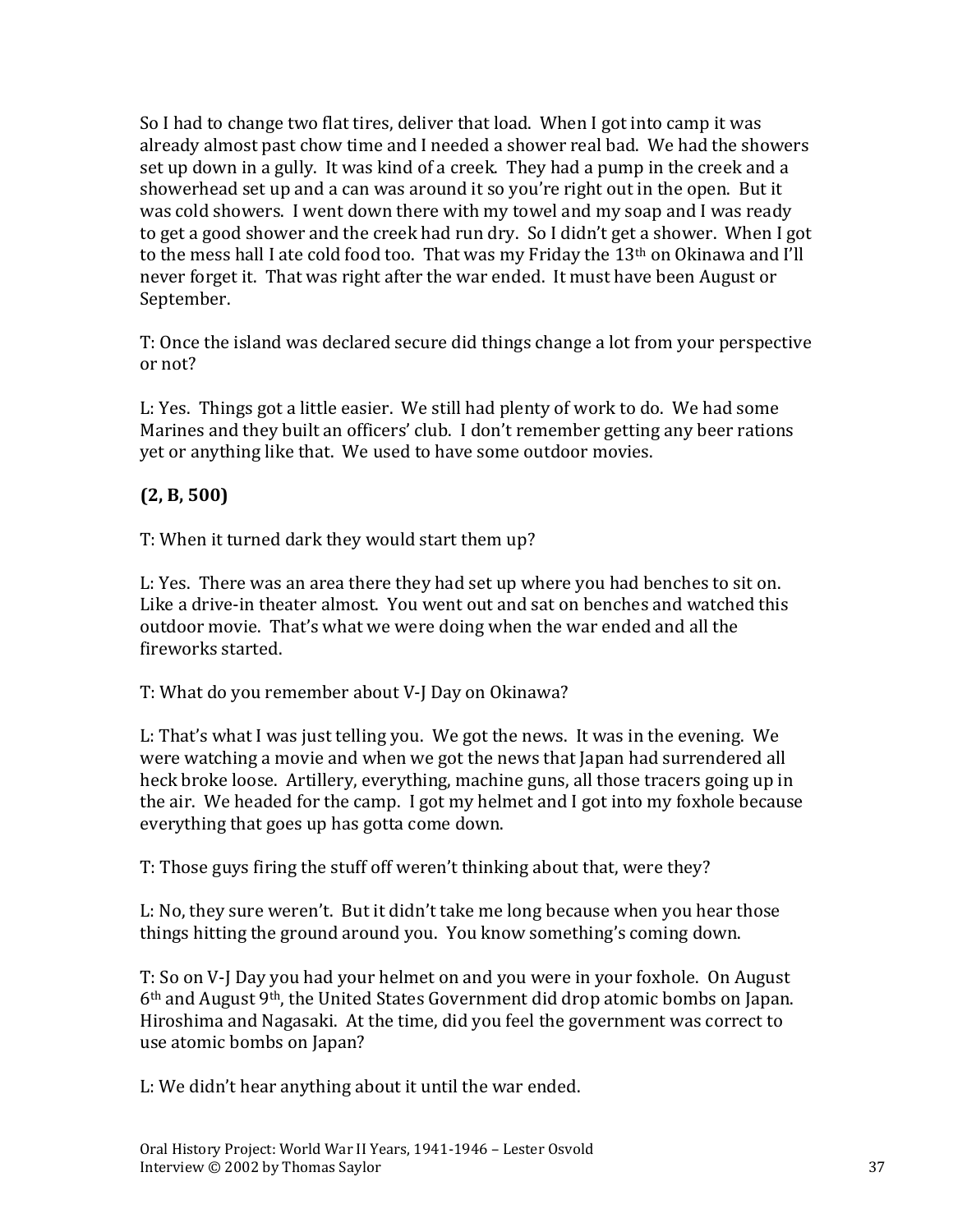So I had to change two flat tires, deliver that load. When I got into camp it was already almost past chow time and I needed a shower real bad. We had the showers set up down in a gully. It was kind of a creek. They had a pump in the creek and a showerhead set up and a can was around it so you're right out in the open. But it was cold showers. I went down there with my towel and my soap and I was ready to get a good shower and the creek had run dry. So I didn't get a shower. When I got to the mess hall I ate cold food too. That was my Friday the 13th on Okinawa and I'll never forget it. That was right after the war ended. It must have been August or September.

T: Once the island was declared secure did things change a lot from your perspective or not?

L: Yes. Things got a little easier. We still had plenty of work to do. We had some Marines and they built an officers' club. I don't remember getting any beer rations yet or anything like that. We used to have some outdoor movies.

**(2, B, 500)**

T: When it turned dark they would start them up?

L: Yes. There was an area there they had set up where you had benches to sit on. Like a drive-in theater almost. You went out and sat on benches and watched this outdoor movie. That's what we were doing when the war ended and all the fireworks started.

T: What do you remember about V-J Day on Okinawa?

L: That's what I was just telling you. We got the news. It was in the evening. We were watching a movie and when we got the news that Japan had surrendered all heck broke loose. Artillery, everything, machine guns, all those tracers going up in the air. We headed for the camp. I got my helmet and I got into my foxhole because everything that goes up has gotta come down.

T: Those guys firing the stuff off weren't thinking about that, were they?

L: No, they sure weren't. But it didn't take me long because when you hear those things hitting the ground around you. You know something's coming down.

T: So on V-J Day you had your helmet on and you were in your foxhole. On August 6th and August 9th, the United States Government did drop atomic bombs on Japan. Hiroshima and Nagasaki. At the time, did you feel the government was correct to use atomic bombs on Japan?

L: We didn't hear anything about it until the war ended.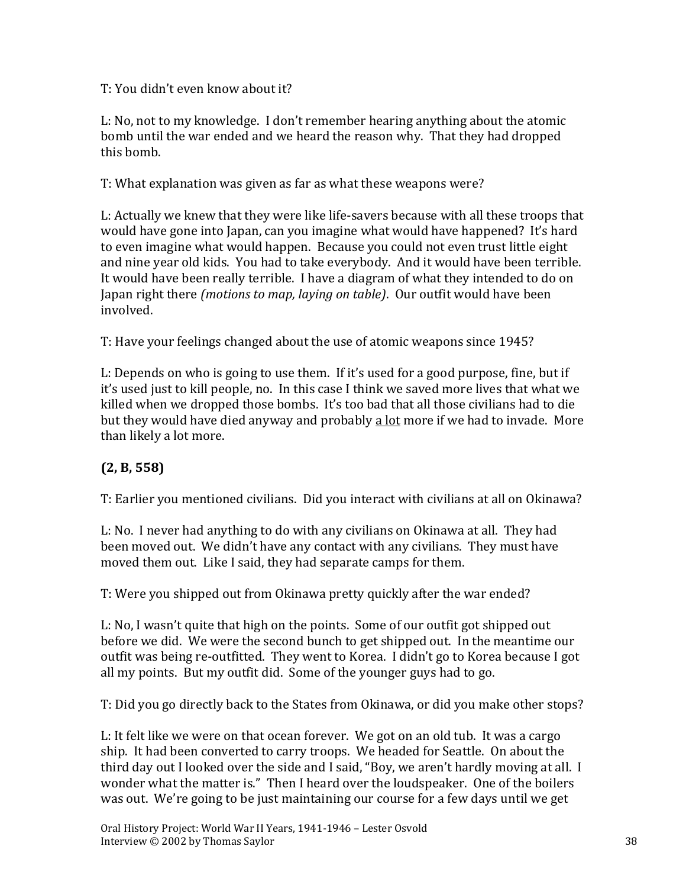T: You didn't even know about it?

L: No, not to my knowledge. I don't remember hearing anything about the atomic bomb until the war ended and we heard the reason why. That they had dropped this bomb.

T: What explanation was given as far as what these weapons were?

L: Actually we knew that they were like life-savers because with all these troops that would have gone into Japan, can you imagine what would have happened? It's hard to even imagine what would happen. Because you could not even trust little eight and nine year old kids. You had to take everybody. And it would have been terrible. It would have been really terrible. I have a diagram of what they intended to do on Japan right there *(motions to map, laying on table)*. Our outfit would have been involved.

T: Have your feelings changed about the use of atomic weapons since 1945?

L: Depends on who is going to use them. If it's used for a good purpose, fine, but if it's used just to kill people, no. In this case I think we saved more lives that what we killed when we dropped those bombs. It's too bad that all those civilians had to die but they would have died anyway and probably <u>a lot</u> more if we had to invade. More than likely a lot more.

**(2, B, 558)**

T: Earlier you mentioned civilians. Did you interact with civilians at all on Okinawa?

L: No. I never had anything to do with any civilians on Okinawa at all. They had been moved out. We didn't have any contact with any civilians. They must have moved them out. Like I said, they had separate camps for them.

T: Were you shipped out from Okinawa pretty quickly after the war ended?

L: No, I wasn't quite that high on the points. Some of our outfit got shipped out before we did. We were the second bunch to get shipped out. In the meantime our outfit was being re-outfitted. They went to Korea. I didn't go to Korea because I got all my points. But my outfit did. Some of the younger guys had to go.

T: Did you go directly back to the States from Okinawa, or did you make other stops?

L: It felt like we were on that ocean forever. We got on an old tub. It was a cargo ship. It had been converted to carry troops. We headed for Seattle. On about the third day out I looked over the side and I said, "Boy, we aren't hardly moving at all. I wonder what the matter is." Then I heard over the loudspeaker. One of the boilers was out. We're going to be just maintaining our course for a few days until we get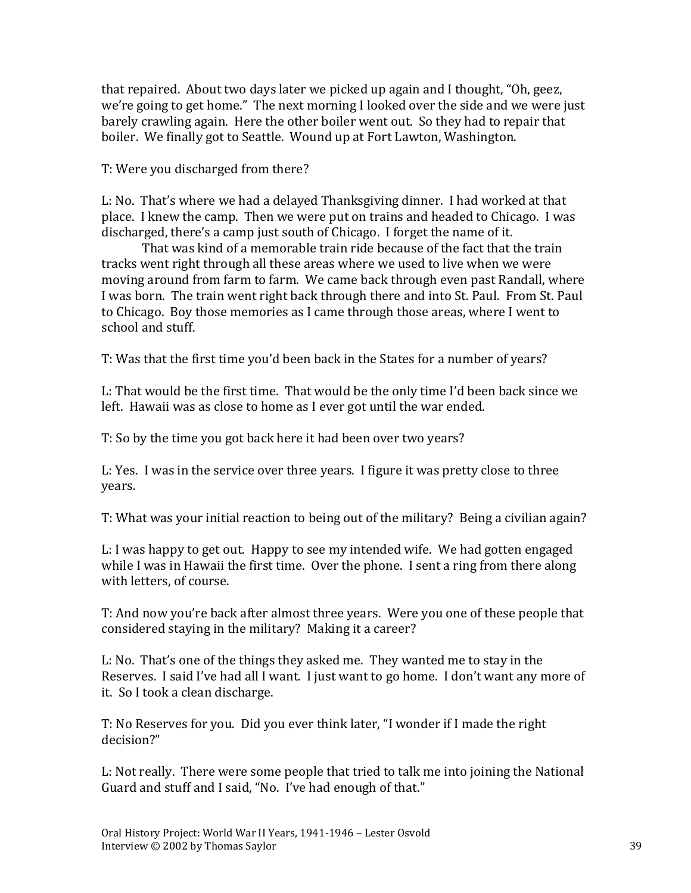that repaired. About two days later we picked up again and I thought, "Oh, geez, we're going to get home." The next morning I looked over the side and we were just barely crawling again. Here the other boiler went out. So they had to repair that boiler. We finally got to Seattle. Wound up at Fort Lawton, Washington.

T: Were you discharged from there?

L: No. That's where we had a delayed Thanksgiving dinner. I had worked at that place. I knew the camp. Then we were put on trains and headed to Chicago. I was discharged, there's a camp just south of Chicago. I forget the name of it.

That was kind of a memorable train ride because of the fact that the train tracks went right through all these areas where we used to live when we were moving around from farm to farm. We came back through even past Randall, where I was born. The train went right back through there and into St. Paul. From St. Paul to Chicago. Boy those memories as I came through those areas, where I went to school and stuff.

T: Was that the first time you'd been back in the States for a number of years?

L: That would be the first time. That would be the only time I'd been back since we left. Hawaii was as close to home as I ever got until the war ended.

T: So by the time you got back here it had been over two years?

L: Yes. I was in the service over three years. I figure it was pretty close to three years.

T: What was your initial reaction to being out of the military? Being a civilian again?

L: I was happy to get out. Happy to see my intended wife. We had gotten engaged while I was in Hawaii the first time. Over the phone. I sent a ring from there along with letters, of course.

T: And now you're back after almost three years. Were you one of these people that considered staying in the military? Making it a career?

L: No. That's one of the things they asked me. They wanted me to stay in the Reserves. I said I've had all I want. I just want to go home. I don't want any more of it. So I took a clean discharge.

T: No Reserves for you. Did you ever think later, "I wonder if I made the right decision?"

L: Not really. There were some people that tried to talk me into joining the National Guard and stuff and I said, "No. I've had enough of that."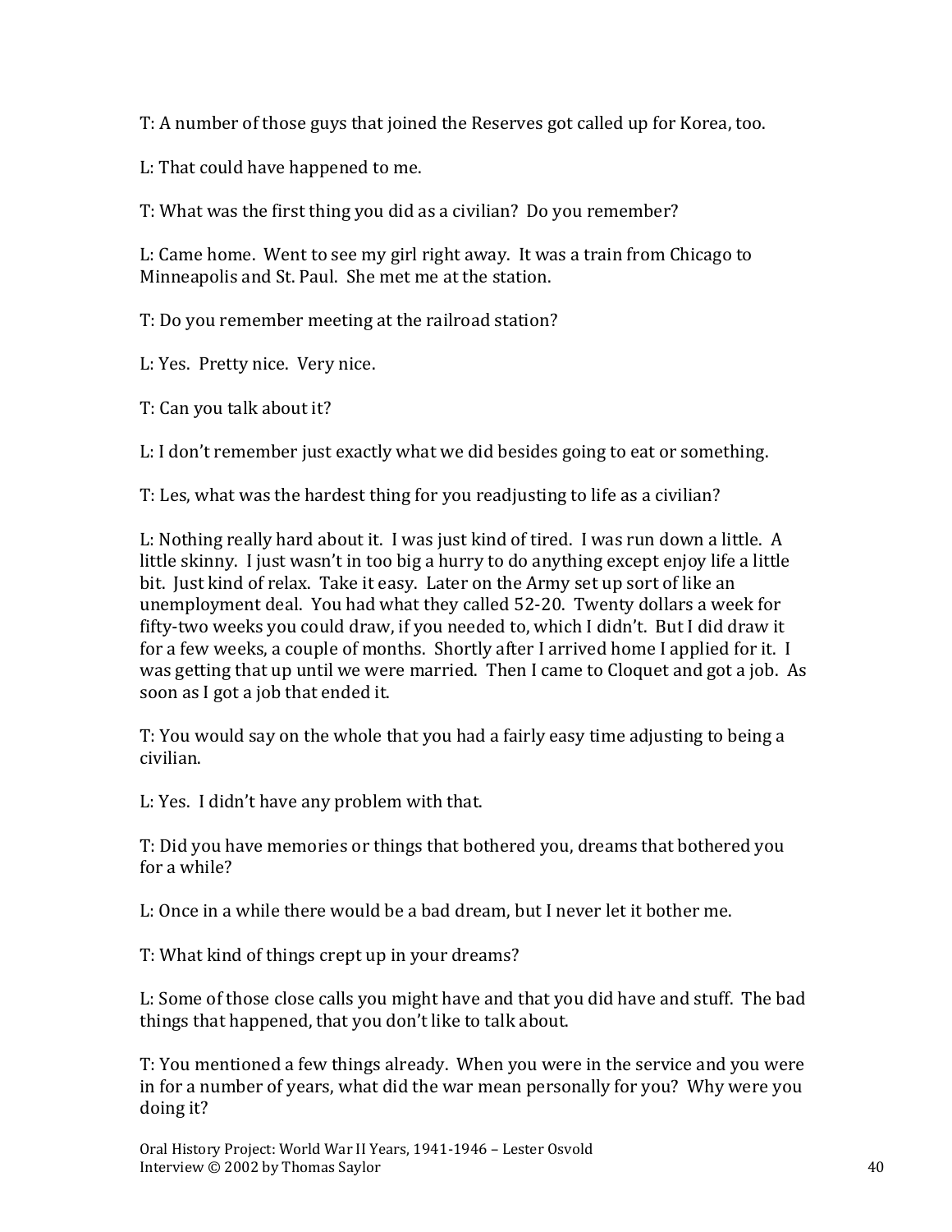T: A number of those guys that joined the Reserves got called up for Korea, too.

L: That could have happened to me.

T: What was the first thing you did as a civilian? Do you remember?

L: Came home. Went to see my girl right away. It was a train from Chicago to Minneapolis and St. Paul. She met me at the station.

T: Do you remember meeting at the railroad station?

L: Yes. Pretty nice. Very nice.

T: Can you talk about it?

L: I don't remember just exactly what we did besides going to eat or something.

T: Les, what was the hardest thing for you readjusting to life as a civilian?

L: Nothing really hard about it. I was just kind of tired. I was run down a little. A little skinny. I just wasn't in too big a hurry to do anything except enjoy life a little bit. Just kind of relax. Take it easy. Later on the Army set up sort of like an unemployment deal. You had what they called 52-20. Twenty dollars a week for fifty-two weeks you could draw, if you needed to, which I didn't. But I did draw it for a few weeks, a couple of months. Shortly after I arrived home I applied for it. I was getting that up until we were married. Then I came to Cloquet and got a job. As soon as I got a job that ended it.

T: You would say on the whole that you had a fairly easy time adjusting to being a civilian.

L: Yes. I didn't have any problem with that.

T: Did you have memories or things that bothered you, dreams that bothered you for a while?

L: Once in a while there would be a bad dream, but I never let it bother me.

T: What kind of things crept up in your dreams?

L: Some of those close calls you might have and that you did have and stuff. The bad things that happened, that you don't like to talk about.

T: You mentioned a few things already. When you were in the service and you were in for a number of years, what did the war mean personally for you? Why were you doing it?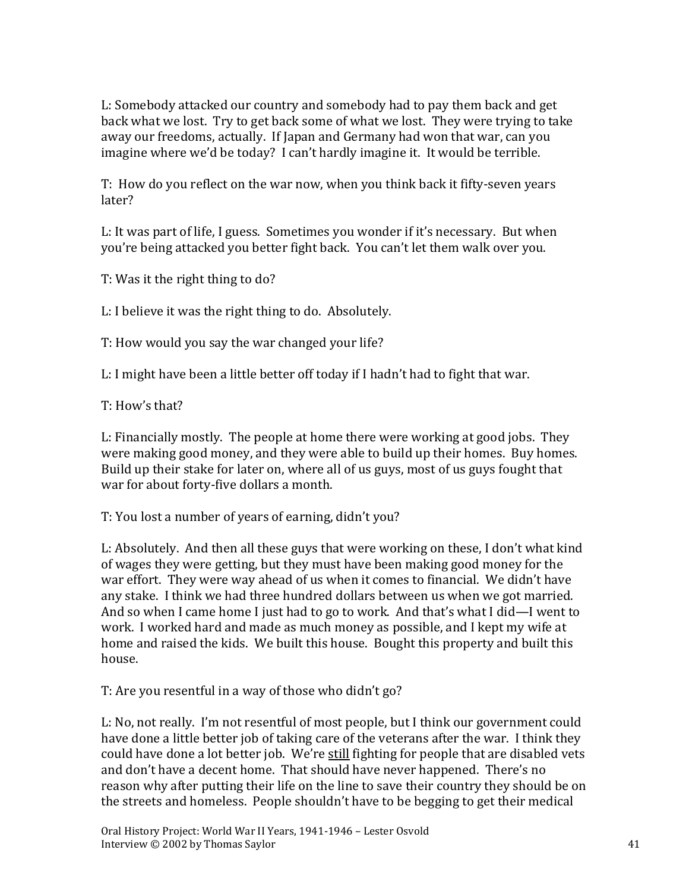L: Somebody attacked our country and somebody had to pay them back and get back what we lost. Try to get back some of what we lost. They were trying to take away our freedoms, actually. If Japan and Germany had won that war, can you imagine where we'd be today? I can't hardly imagine it. It would be terrible.

T: How do you reflect on the war now, when you think back it fifty-seven years later?

L: It was part of life, I guess. Sometimes you wonder if it's necessary. But when you're being attacked you better fight back. You can't let them walk over you.

T: Was it the right thing to do?

L: I believe it was the right thing to do. Absolutely.

T: How would you say the war changed your life?

L: I might have been a little better off today if I hadn't had to fight that war.

T: How's that?

L: Financially mostly. The people at home there were working at good jobs. They were making good money, and they were able to build up their homes. Buy homes. Build up their stake for later on, where all of us guys, most of us guys fought that war for about forty-five dollars a month.

T: You lost a number of years of earning, didn't you?

L: Absolutely. And then all these guys that were working on these, I don't what kind of wages they were getting, but they must have been making good money for the war effort. They were way ahead of us when it comes to financial. We didn't have any stake. I think we had three hundred dollars between us when we got married. And so when I came home I just had to go to work. And that's what I did—I went to work. I worked hard and made as much money as possible, and I kept my wife at home and raised the kids. We built this house. Bought this property and built this house.

T: Are you resentful in a way of those who didn't go?

L: No, not really. I'm not resentful of most people, but I think our government could have done a little better job of taking care of the veterans after the war. I think they could have done a lot better job. We're <u>still</u> fighting for people that are disabled vets and don't have a decent home. That should have never happened. There's no reason why after putting their life on the line to save their country they should be on the streets and homeless. People shouldn't have to be begging to get their medical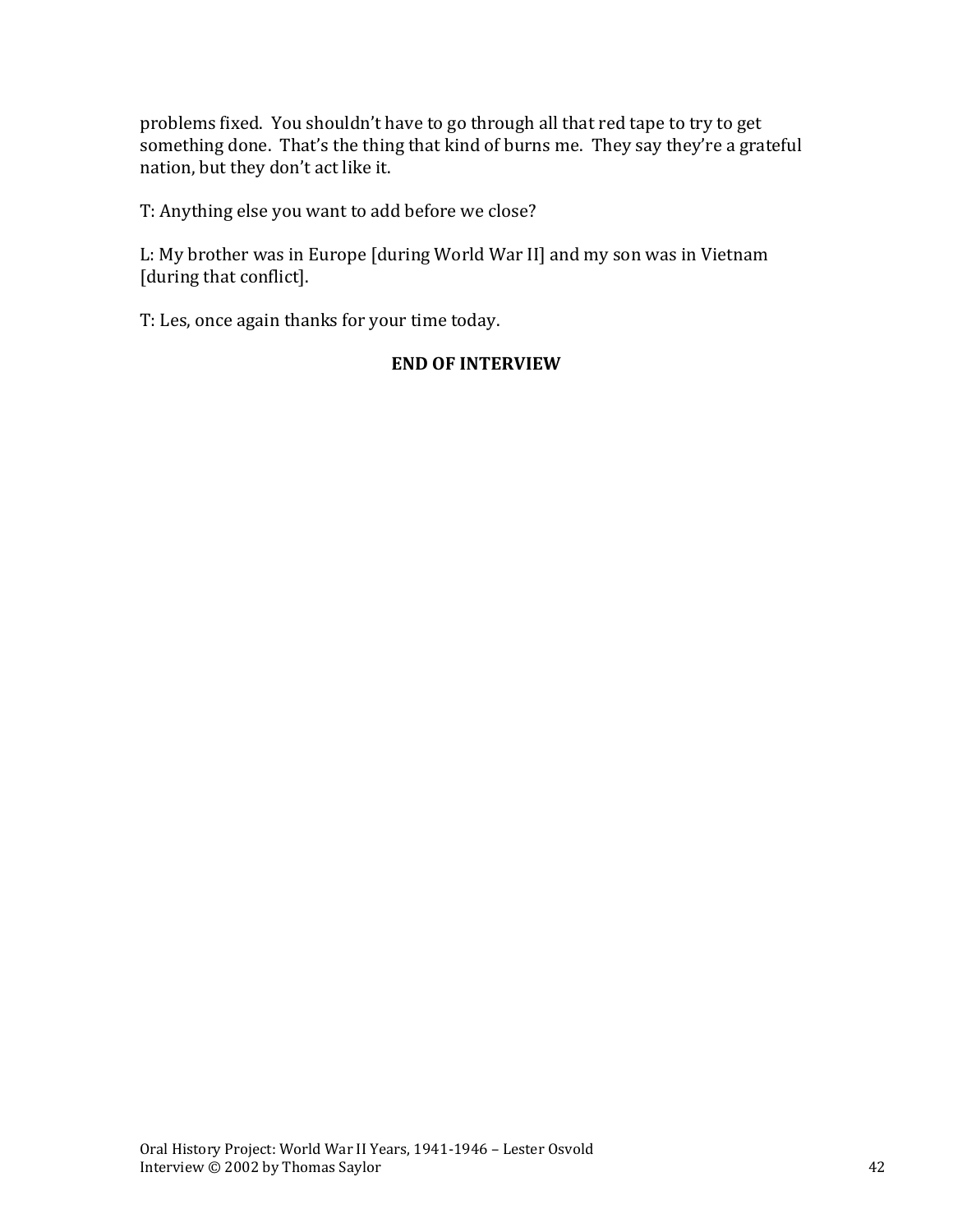problems fixed. You shouldn't have to go through all that red tape to try to get something done. That's the thing that kind of burns me. They say they're a grateful nation, but they don't act like it.

T: Anything else you want to add before we close?

L: My brother was in Europe [during World War II] and my son was in Vietnam [during that conflict].

T: Les, once again thanks for your time today.

**END OF INTERVIEW**